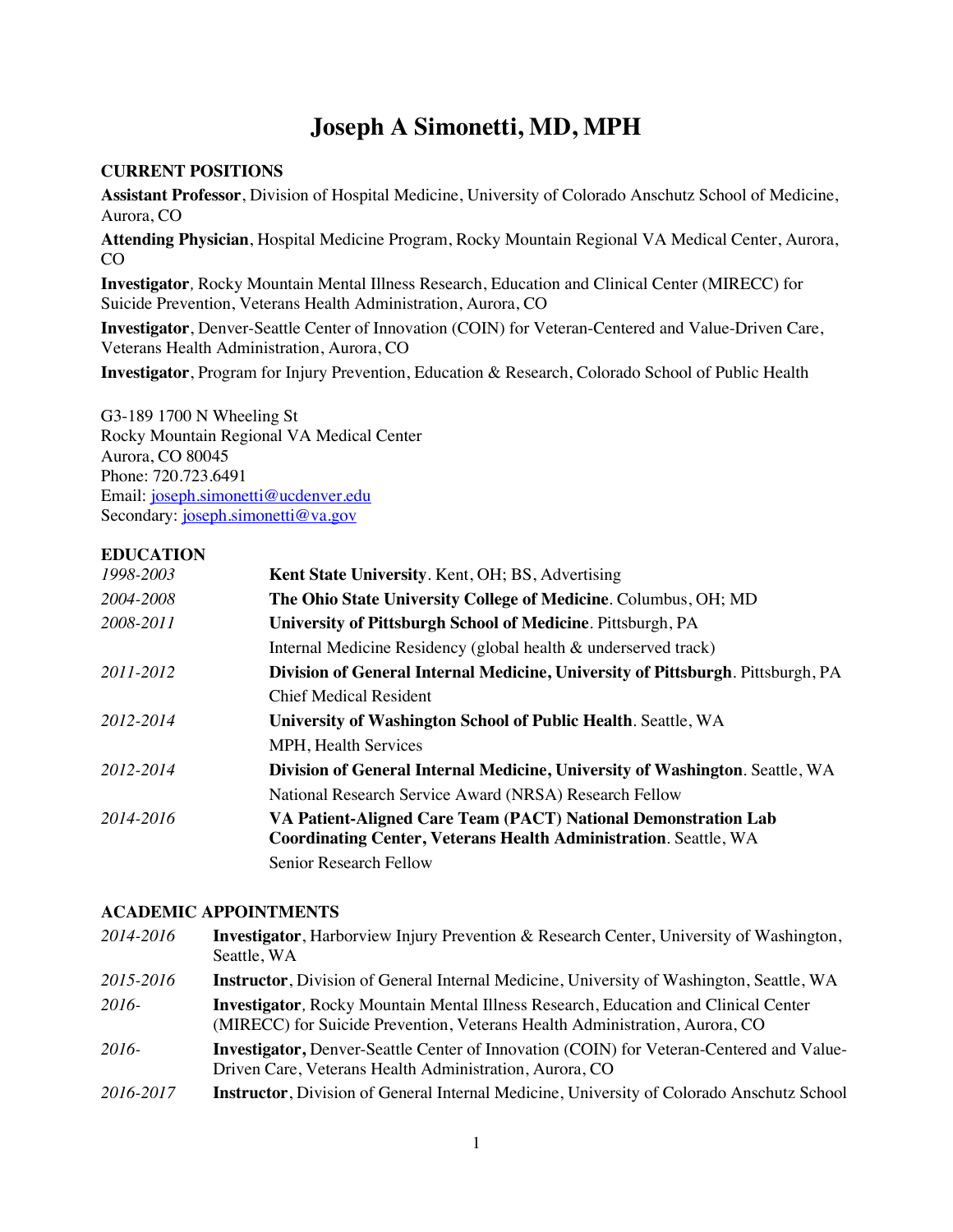# Joseph A Simonetti, MD, MPH

## CURRENT POSITIONS

**Assistant Professor**, Division of Hospital Medicine, University of Colorado Anschutz School of Medicine, Aurora, CO

**Attending Physician**, Hospital Medicine Program, Rocky Mountain Regional VA Medical Center, Aurora, CO

**Investigator**, Rocky Mountain Mental Illness Research, Education and Clinical Center (MIRECC) for Suicide Prevention, Veterans Health Administration, Aurora, CO

**Investigator**, Denver-Seattle Center of Innovation (COIN) for Veteran-Centered and Value-Driven Care, Veterans Health Administration, Aurora, CO

**Investigator**, Program for Injury Prevention, Education & Research, Colorado School of Public Health

G3-189 1700 N Wheeling St
Rocky Mountain Regional VA Medical Center
Aurora, CO 80045
Phone: 720.723.6491
Email: joseph.simonetti@ucdenver.edu
Secondary: joseph.simonetti@va.gov

## EDUCATION

| | |
|---|---|
| *1998-2003* | **Kent State University**. Kent, OH; BS, Advertising |
| *2004-2008* | **The Ohio State University College of Medicine**. Columbus, OH; MD |
| *2008-2011* | **University of Pittsburgh School of Medicine**. Pittsburgh, PA<br>Internal Medicine Residency (global health & underserved track) |
| *2011-2012* | **Division of General Internal Medicine, University of Pittsburgh**. Pittsburgh, PA<br>Chief Medical Resident |
| *2012-2014* | **University of Washington School of Public Health**. Seattle, WA<br>MPH, Health Services |
| *2012-2014* | **Division of General Internal Medicine, University of Washington**. Seattle, WA<br>National Research Service Award (NRSA) Research Fellow |
| *2014-2016* | **VA Patient-Aligned Care Team (PACT) National Demonstration Lab Coordinating Center, Veterans Health Administration**. Seattle, WA<br>Senior Research Fellow |

## ACADEMIC APPOINTMENTS

| | |
|---|---|
| *2014-2016* | **Investigator**, Harborview Injury Prevention & Research Center, University of Washington, Seattle, WA |
| *2015-2016* | **Instructor**, Division of General Internal Medicine, University of Washington, Seattle, WA |
| *2016-* | **Investigator**, Rocky Mountain Mental Illness Research, Education and Clinical Center (MIRECC) for Suicide Prevention, Veterans Health Administration, Aurora, CO |
| *2016-* | **Investigator,** Denver-Seattle Center of Innovation (COIN) for Veteran-Centered and Value-Driven Care, Veterans Health Administration, Aurora, CO |
| *2016-2017* | **Instructor**, Division of General Internal Medicine, University of Colorado Anschutz School |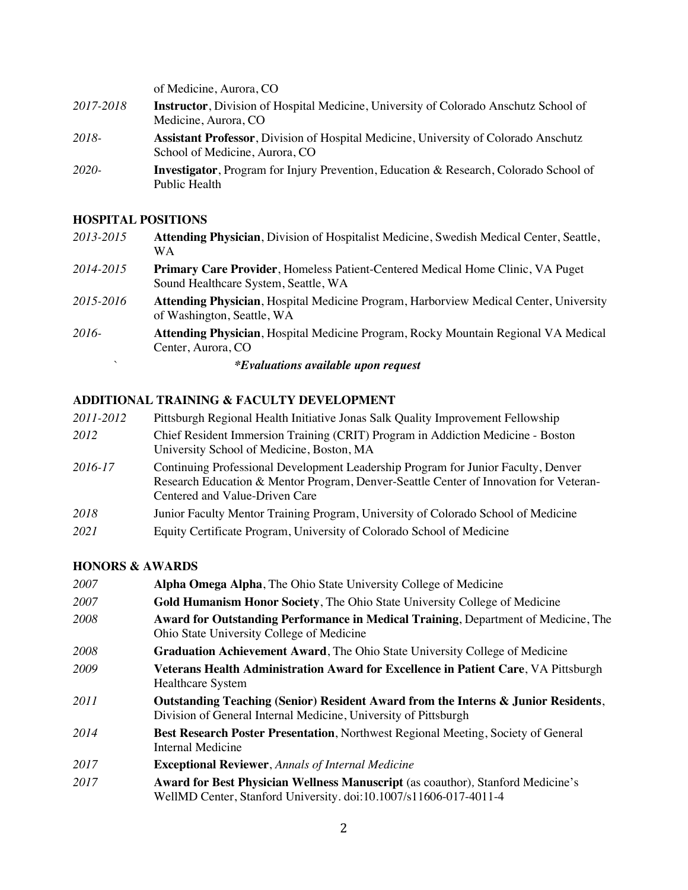of Medicine, Aurora, CO

| | |
|---|---|
| *2017-2018* | **Instructor**, Division of Hospital Medicine, University of Colorado Anschutz School of Medicine, Aurora, CO |
| *2018-* | **Assistant Professor**, Division of Hospital Medicine, University of Colorado Anschutz School of Medicine, Aurora, CO |
| *2020-* | **Investigator**, Program for Injury Prevention, Education & Research, Colorado School of Public Health |

## HOSPITAL POSITIONS

| | |
|---|---|
| *2013-2015* | **Attending Physician**, Division of Hospitalist Medicine, Swedish Medical Center, Seattle, WA |
| *2014-2015* | **Primary Care Provider**, Homeless Patient-Centered Medical Home Clinic, VA Puget Sound Healthcare System, Seattle, WA |
| *2015-2016* | **Attending Physician**, Hospital Medicine Program, Harborview Medical Center, University of Washington, Seattle, WA |
| *2016-* | **Attending Physician**, Hospital Medicine Program, Rocky Mountain Regional VA Medical Center, Aurora, CO |

***Evaluations available upon request***

## ADDITIONAL TRAINING & FACULTY DEVELOPMENT

| | |
|---|---|
| *2011-2012* | Pittsburgh Regional Health Initiative Jonas Salk Quality Improvement Fellowship |
| *2012* | Chief Resident Immersion Training (CRIT) Program in Addiction Medicine - Boston University School of Medicine, Boston, MA |
| *2016-17* | Continuing Professional Development Leadership Program for Junior Faculty, Denver Research Education & Mentor Program, Denver-Seattle Center of Innovation for Veteran-Centered and Value-Driven Care |
| *2018* | Junior Faculty Mentor Training Program, University of Colorado School of Medicine |
| *2021* | Equity Certificate Program, University of Colorado School of Medicine |

## HONORS & AWARDS

| | |
|---|---|
| *2007* | **Alpha Omega Alpha**, The Ohio State University College of Medicine |
| *2007* | **Gold Humanism Honor Society**, The Ohio State University College of Medicine |
| *2008* | **Award for Outstanding Performance in Medical Training**, Department of Medicine, The Ohio State University College of Medicine |
| *2008* | **Graduation Achievement Award**, The Ohio State University College of Medicine |
| *2009* | **Veterans Health Administration Award for Excellence in Patient Care**, VA Pittsburgh Healthcare System |
| *2011* | **Outstanding Teaching (Senior) Resident Award from the Interns & Junior Residents**, Division of General Internal Medicine, University of Pittsburgh |
| *2014* | **Best Research Poster Presentation**, Northwest Regional Meeting, Society of General Internal Medicine |
| *2017* | **Exceptional Reviewer**, *Annals of Internal Medicine* |
| *2017* | **Award for Best Physician Wellness Manuscript** (as coauthor), Stanford Medicine's WellMD Center, Stanford University. doi:10.1007/s11606-017-4011-4 |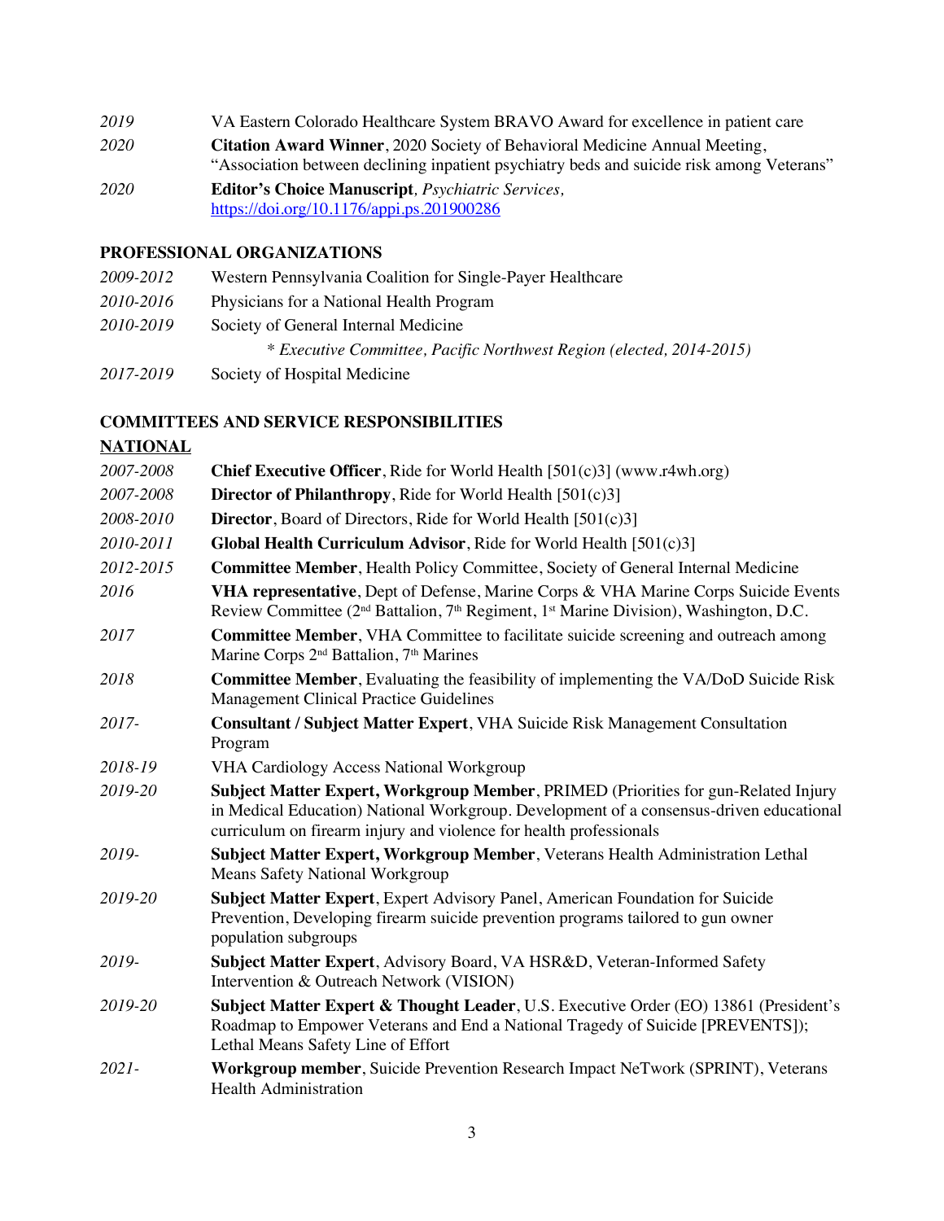| | |
|---|---|
| *2019* | VA Eastern Colorado Healthcare System BRAVO Award for excellence in patient care |
| *2020* | **Citation Award Winner**, 2020 Society of Behavioral Medicine Annual Meeting, "Association between declining inpatient psychiatry beds and suicide risk among Veterans" |
| *2020* | **Editor's Choice Manuscript***, Psychiatric Services,* https://doi.org/10.1176/appi.ps.201900286 |

## PROFESSIONAL ORGANIZATIONS

| | |
|---|---|
| *2009-2012* | Western Pennsylvania Coalition for Single-Payer Healthcare |
| *2010-2016* | Physicians for a National Health Program |
| *2010-2019* | Society of General Internal Medicine |
| | *\* Executive Committee, Pacific Northwest Region (elected, 2014-2015)* |
| *2017-2019* | Society of Hospital Medicine |

## COMMITTEES AND SERVICE RESPONSIBILITIES

### NATIONAL

| | |
|---|---|
| *2007-2008* | **Chief Executive Officer**, Ride for World Health [501(c)3] (www.r4wh.org) |
| *2007-2008* | **Director of Philanthropy**, Ride for World Health [501(c)3] |
| *2008-2010* | **Director**, Board of Directors, Ride for World Health [501(c)3] |
| *2010-2011* | **Global Health Curriculum Advisor**, Ride for World Health [501(c)3] |
| *2012-2015* | **Committee Member**, Health Policy Committee, Society of General Internal Medicine |
| *2016* | **VHA representative**, Dept of Defense, Marine Corps & VHA Marine Corps Suicide Events Review Committee (2nd Battalion, 7th Regiment, 1st Marine Division), Washington, D.C. |
| *2017* | **Committee Member**, VHA Committee to facilitate suicide screening and outreach among Marine Corps 2nd Battalion, 7th Marines |
| *2018* | **Committee Member**, Evaluating the feasibility of implementing the VA/DoD Suicide Risk Management Clinical Practice Guidelines |
| *2017-* | **Consultant / Subject Matter Expert**, VHA Suicide Risk Management Consultation Program |
| *2018-19* | VHA Cardiology Access National Workgroup |
| *2019-20* | **Subject Matter Expert, Workgroup Member**, PRIMED (Priorities for gun-Related Injury in Medical Education) National Workgroup. Development of a consensus-driven educational curriculum on firearm injury and violence for health professionals |
| *2019-* | **Subject Matter Expert, Workgroup Member**, Veterans Health Administration Lethal Means Safety National Workgroup |
| *2019-20* | **Subject Matter Expert**, Expert Advisory Panel, American Foundation for Suicide Prevention, Developing firearm suicide prevention programs tailored to gun owner population subgroups |
| *2019-* | **Subject Matter Expert**, Advisory Board, VA HSR&D, Veteran-Informed Safety Intervention & Outreach Network (VISION) |
| *2019-20* | **Subject Matter Expert & Thought Leader**, U.S. Executive Order (EO) 13861 (President's Roadmap to Empower Veterans and End a National Tragedy of Suicide [PREVENTS]); Lethal Means Safety Line of Effort |
| *2021-* | **Workgroup member**, Suicide Prevention Research Impact NeTwork (SPRINT), Veterans Health Administration |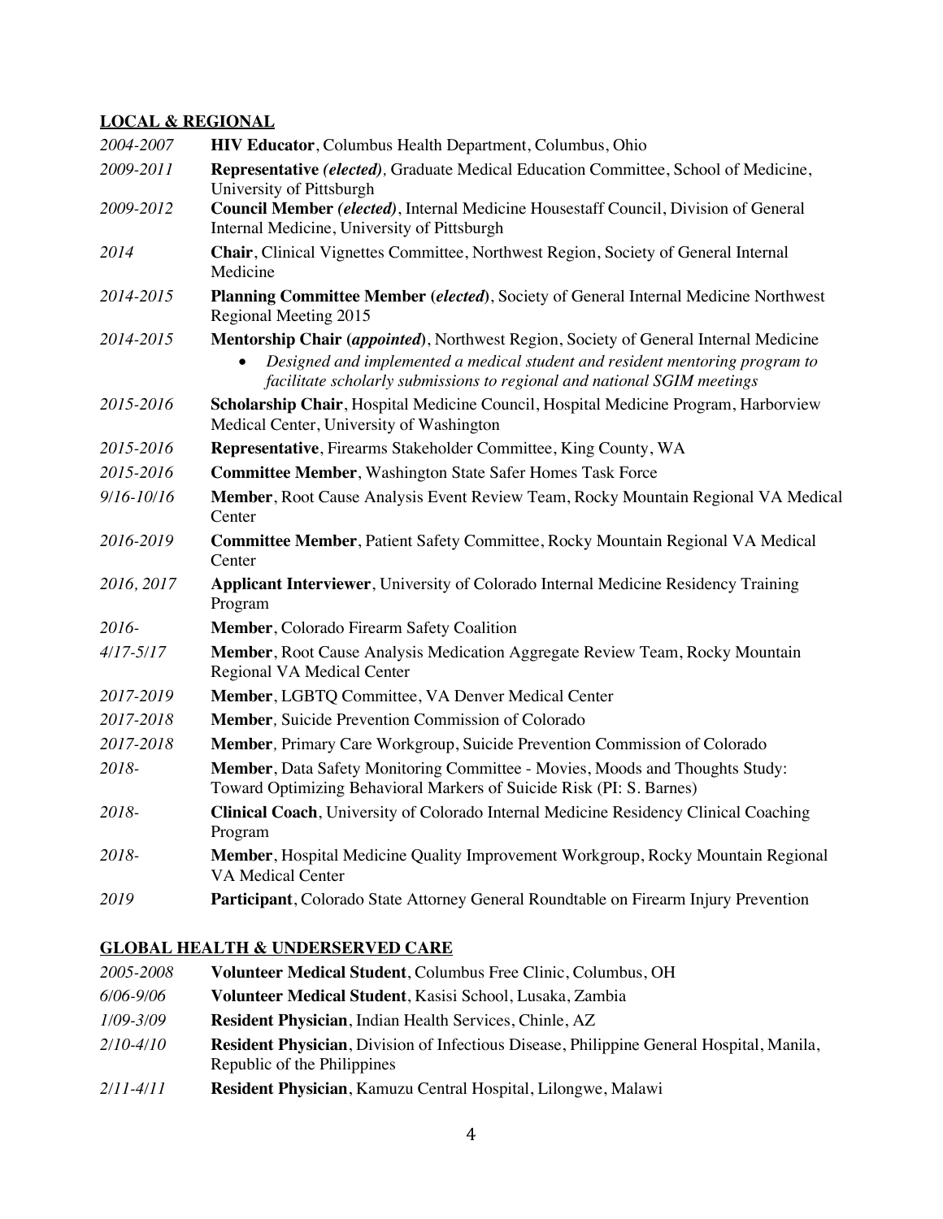## LOCAL & REGIONAL

*2004-2007* **HIV Educator**, Columbus Health Department, Columbus, Ohio

*2009-2011* **Representative** *(elected)*, Graduate Medical Education Committee, School of Medicine, University of Pittsburgh

*2009-2012* **Council Member** *(elected)*, Internal Medicine Housestaff Council, Division of General Internal Medicine, University of Pittsburgh

*2014* **Chair**, Clinical Vignettes Committee, Northwest Region, Society of General Internal Medicine

*2014-2015* **Planning Committee Member (*elected*)**, Society of General Internal Medicine Northwest Regional Meeting 2015

*2014-2015* **Mentorship Chair (*appointed*)**, Northwest Region, Society of General Internal Medicine
- *Designed and implemented a medical student and resident mentoring program to facilitate scholarly submissions to regional and national SGIM meetings*

*2015-2016* **Scholarship Chair**, Hospital Medicine Council, Hospital Medicine Program, Harborview Medical Center, University of Washington

*2015-2016* **Representative**, Firearms Stakeholder Committee, King County, WA

*2015-2016* **Committee Member**, Washington State Safer Homes Task Force

*9/16-10/16* **Member**, Root Cause Analysis Event Review Team, Rocky Mountain Regional VA Medical Center

*2016-2019* **Committee Member**, Patient Safety Committee, Rocky Mountain Regional VA Medical Center

*2016, 2017* **Applicant Interviewer**, University of Colorado Internal Medicine Residency Training Program

*2016-* **Member**, Colorado Firearm Safety Coalition

*4/17-5/17* **Member**, Root Cause Analysis Medication Aggregate Review Team, Rocky Mountain Regional VA Medical Center

*2017-2019* **Member**, LGBTQ Committee, VA Denver Medical Center

*2017-2018* **Member***,* Suicide Prevention Commission of Colorado

*2017-2018* **Member***,* Primary Care Workgroup, Suicide Prevention Commission of Colorado

*2018-* **Member**, Data Safety Monitoring Committee - Movies, Moods and Thoughts Study: Toward Optimizing Behavioral Markers of Suicide Risk (PI: S. Barnes)

*2018-* **Clinical Coach**, University of Colorado Internal Medicine Residency Clinical Coaching Program

*2018-* **Member**, Hospital Medicine Quality Improvement Workgroup, Rocky Mountain Regional VA Medical Center

*2019* **Participant**, Colorado State Attorney General Roundtable on Firearm Injury Prevention

## GLOBAL HEALTH & UNDERSERVED CARE

*2005-2008* **Volunteer Medical Student**, Columbus Free Clinic, Columbus, OH

*6/06-9/06* **Volunteer Medical Student**, Kasisi School, Lusaka, Zambia

*1/09-3/09* **Resident Physician**, Indian Health Services, Chinle, AZ

*2/10-4/10* **Resident Physician**, Division of Infectious Disease, Philippine General Hospital, Manila, Republic of the Philippines

*2/11-4/11* **Resident Physician**, Kamuzu Central Hospital, Lilongwe, Malawi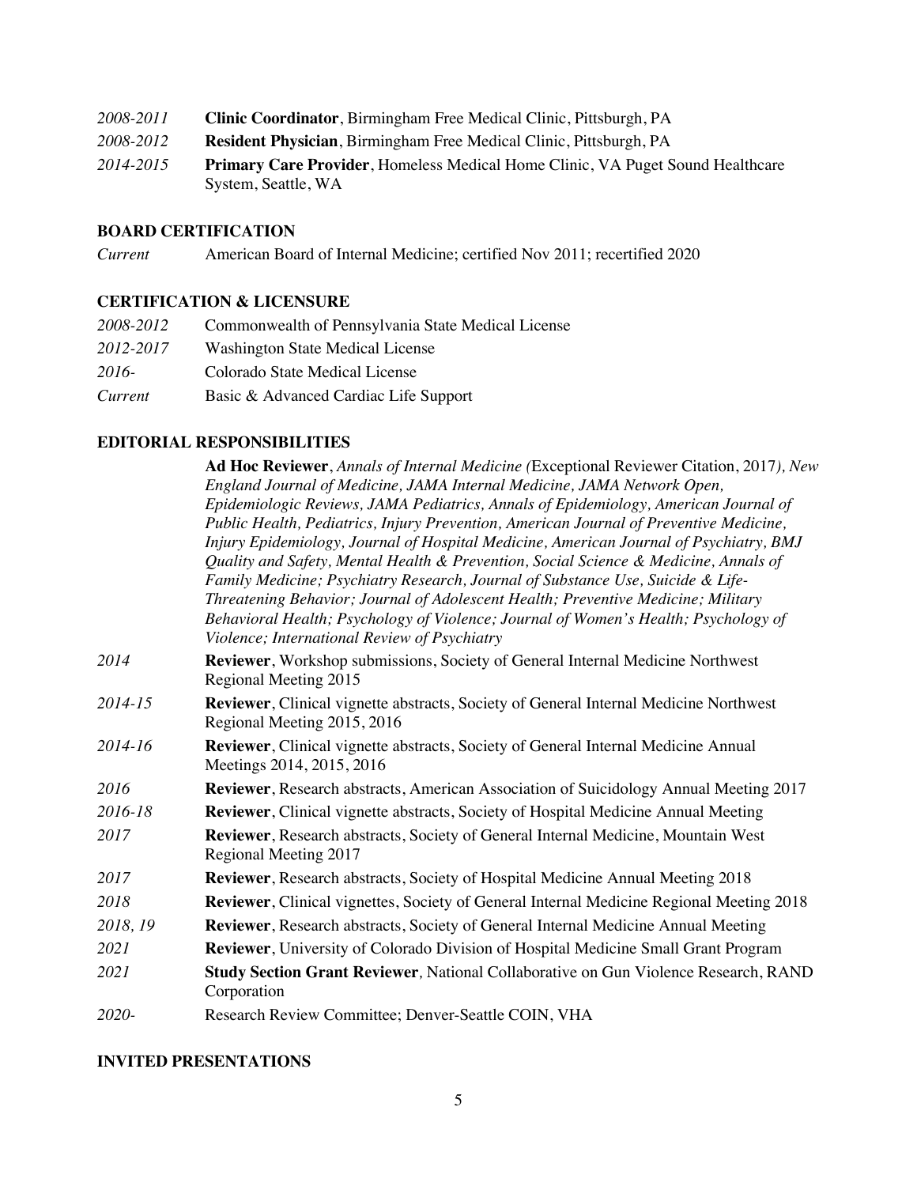*2008-2011* **Clinic Coordinator**, Birmingham Free Medical Clinic, Pittsburgh, PA

*2008-2012* **Resident Physician**, Birmingham Free Medical Clinic, Pittsburgh, PA

*2014-2015* **Primary Care Provider**, Homeless Medical Home Clinic, VA Puget Sound Healthcare System, Seattle, WA

**BOARD CERTIFICATION**

*Current* American Board of Internal Medicine; certified Nov 2011; recertified 2020

**CERTIFICATION & LICENSURE**

*2008-2012* Commonwealth of Pennsylvania State Medical License

*2012-2017* Washington State Medical License

*2016-* Colorado State Medical License

*Current* Basic & Advanced Cardiac Life Support

**EDITORIAL RESPONSIBILITIES**

**Ad Hoc Reviewer**, *Annals of Internal Medicine (*Exceptional Reviewer Citation, 2017*), New England Journal of Medicine, JAMA Internal Medicine, JAMA Network Open, Epidemiologic Reviews, JAMA Pediatrics, Annals of Epidemiology, American Journal of Public Health, Pediatrics, Injury Prevention, American Journal of Preventive Medicine, Injury Epidemiology, Journal of Hospital Medicine, American Journal of Psychiatry, BMJ Quality and Safety, Mental Health & Prevention, Social Science & Medicine, Annals of Family Medicine; Psychiatry Research, Journal of Substance Use, Suicide & Life-Threatening Behavior; Journal of Adolescent Health; Preventive Medicine; Military Behavioral Health; Psychology of Violence; Journal of Women's Health; Psychology of Violence; International Review of Psychiatry*

*2014* **Reviewer**, Workshop submissions, Society of General Internal Medicine Northwest Regional Meeting 2015

*2014-15* **Reviewer**, Clinical vignette abstracts, Society of General Internal Medicine Northwest Regional Meeting 2015, 2016

*2014-16* **Reviewer**, Clinical vignette abstracts, Society of General Internal Medicine Annual Meetings 2014, 2015, 2016

*2016* **Reviewer**, Research abstracts, American Association of Suicidology Annual Meeting 2017

*2016-18* **Reviewer**, Clinical vignette abstracts, Society of Hospital Medicine Annual Meeting

*2017* **Reviewer**, Research abstracts, Society of General Internal Medicine, Mountain West Regional Meeting 2017

*2017* **Reviewer**, Research abstracts, Society of Hospital Medicine Annual Meeting 2018

*2018* **Reviewer**, Clinical vignettes, Society of General Internal Medicine Regional Meeting 2018

*2018, 19* **Reviewer**, Research abstracts, Society of General Internal Medicine Annual Meeting

*2021* **Reviewer**, University of Colorado Division of Hospital Medicine Small Grant Program

*2021* **Study Section Grant Reviewer**, National Collaborative on Gun Violence Research, RAND Corporation

*2020-* Research Review Committee; Denver-Seattle COIN, VHA

**INVITED PRESENTATIONS**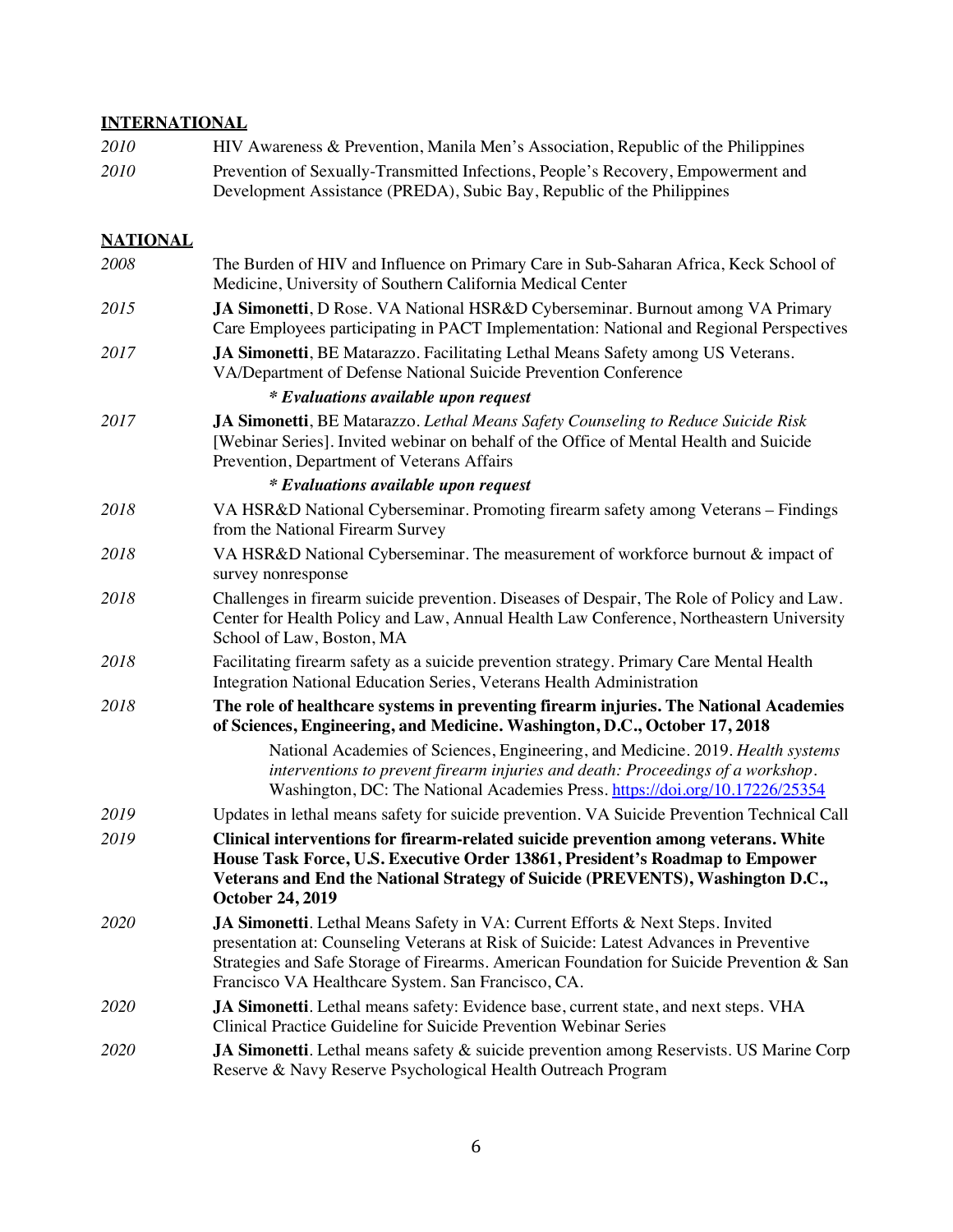**INTERNATIONAL**

*2010* HIV Awareness & Prevention, Manila Men's Association, Republic of the Philippines

*2010* Prevention of Sexually-Transmitted Infections, People's Recovery, Empowerment and Development Assistance (PREDA), Subic Bay, Republic of the Philippines

**NATIONAL**

*2008* The Burden of HIV and Influence on Primary Care in Sub-Saharan Africa, Keck School of Medicine, University of Southern California Medical Center

*2015* **JA Simonetti**, D Rose. VA National HSR&D Cyberseminar. Burnout among VA Primary Care Employees participating in PACT Implementation: National and Regional Perspectives

*2017* **JA Simonetti**, BE Matarazzo. Facilitating Lethal Means Safety among US Veterans. VA/Department of Defense National Suicide Prevention Conference

***\* Evaluations available upon request***

*2017* **JA Simonetti**, BE Matarazzo. *Lethal Means Safety Counseling to Reduce Suicide Risk* [Webinar Series]. Invited webinar on behalf of the Office of Mental Health and Suicide Prevention, Department of Veterans Affairs

***\* Evaluations available upon request***

*2018* VA HSR&D National Cyberseminar. Promoting firearm safety among Veterans – Findings from the National Firearm Survey

*2018* VA HSR&D National Cyberseminar. The measurement of workforce burnout & impact of survey nonresponse

*2018* Challenges in firearm suicide prevention. Diseases of Despair, The Role of Policy and Law. Center for Health Policy and Law, Annual Health Law Conference, Northeastern University School of Law, Boston, MA

*2018* Facilitating firearm safety as a suicide prevention strategy. Primary Care Mental Health Integration National Education Series, Veterans Health Administration

*2018* **The role of healthcare systems in preventing firearm injuries. The National Academies of Sciences, Engineering, and Medicine. Washington, D.C., October 17, 2018**

National Academies of Sciences, Engineering, and Medicine. 2019. *Health systems interventions to prevent firearm injuries and death: Proceedings of a workshop*. Washington, DC: The National Academies Press. https://doi.org/10.17226/25354

*2019* Updates in lethal means safety for suicide prevention. VA Suicide Prevention Technical Call

*2019* **Clinical interventions for firearm-related suicide prevention among veterans. White House Task Force, U.S. Executive Order 13861, President's Roadmap to Empower Veterans and End the National Strategy of Suicide (PREVENTS), Washington D.C., October 24, 2019**

*2020* **JA Simonetti**. Lethal Means Safety in VA: Current Efforts & Next Steps. Invited presentation at: Counseling Veterans at Risk of Suicide: Latest Advances in Preventive Strategies and Safe Storage of Firearms. American Foundation for Suicide Prevention & San Francisco VA Healthcare System. San Francisco, CA.

*2020* **JA Simonetti**. Lethal means safety: Evidence base, current state, and next steps. VHA Clinical Practice Guideline for Suicide Prevention Webinar Series

*2020* **JA Simonetti**. Lethal means safety & suicide prevention among Reservists. US Marine Corp Reserve & Navy Reserve Psychological Health Outreach Program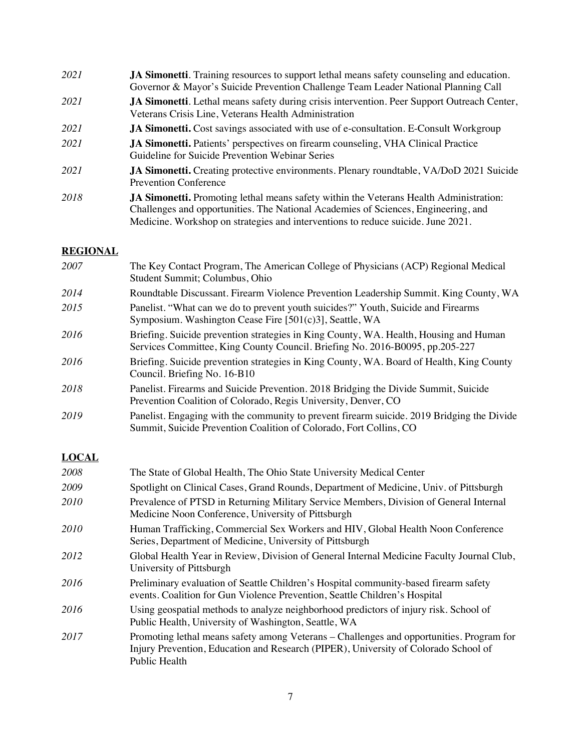*2021* **JA Simonetti**. Training resources to support lethal means safety counseling and education. Governor & Mayor's Suicide Prevention Challenge Team Leader National Planning Call

*2021* **JA Simonetti**. Lethal means safety during crisis intervention. Peer Support Outreach Center, Veterans Crisis Line, Veterans Health Administration

*2021* **JA Simonetti.** Cost savings associated with use of e-consultation. E-Consult Workgroup

*2021* **JA Simonetti.** Patients' perspectives on firearm counseling, VHA Clinical Practice Guideline for Suicide Prevention Webinar Series

*2021* **JA Simonetti.** Creating protective environments. Plenary roundtable, VA/DoD 2021 Suicide Prevention Conference

*2018* **JA Simonetti.** Promoting lethal means safety within the Veterans Health Administration: Challenges and opportunities. The National Academies of Sciences, Engineering, and Medicine. Workshop on strategies and interventions to reduce suicide. June 2021.

## **REGIONAL**

*2007* The Key Contact Program, The American College of Physicians (ACP) Regional Medical Student Summit; Columbus, Ohio

*2014* Roundtable Discussant. Firearm Violence Prevention Leadership Summit. King County, WA

*2015* Panelist. "What can we do to prevent youth suicides?" Youth, Suicide and Firearms Symposium. Washington Cease Fire [501(c)3], Seattle, WA

*2016* Briefing. Suicide prevention strategies in King County, WA. Health, Housing and Human Services Committee, King County Council. Briefing No. 2016-B0095, pp.205-227

*2016* Briefing. Suicide prevention strategies in King County, WA. Board of Health, King County Council. Briefing No. 16-B10

*2018* Panelist. Firearms and Suicide Prevention. 2018 Bridging the Divide Summit, Suicide Prevention Coalition of Colorado, Regis University, Denver, CO

*2019* Panelist. Engaging with the community to prevent firearm suicide. 2019 Bridging the Divide Summit, Suicide Prevention Coalition of Colorado, Fort Collins, CO

## **LOCAL**

*2008* The State of Global Health, The Ohio State University Medical Center

*2009* Spotlight on Clinical Cases, Grand Rounds, Department of Medicine, Univ. of Pittsburgh

*2010* Prevalence of PTSD in Returning Military Service Members, Division of General Internal Medicine Noon Conference, University of Pittsburgh

*2010* Human Trafficking, Commercial Sex Workers and HIV, Global Health Noon Conference Series, Department of Medicine, University of Pittsburgh

*2012* Global Health Year in Review, Division of General Internal Medicine Faculty Journal Club, University of Pittsburgh

*2016* Preliminary evaluation of Seattle Children's Hospital community-based firearm safety events. Coalition for Gun Violence Prevention, Seattle Children's Hospital

*2016* Using geospatial methods to analyze neighborhood predictors of injury risk. School of Public Health, University of Washington, Seattle, WA

*2017* Promoting lethal means safety among Veterans – Challenges and opportunities. Program for Injury Prevention, Education and Research (PIPER), University of Colorado School of Public Health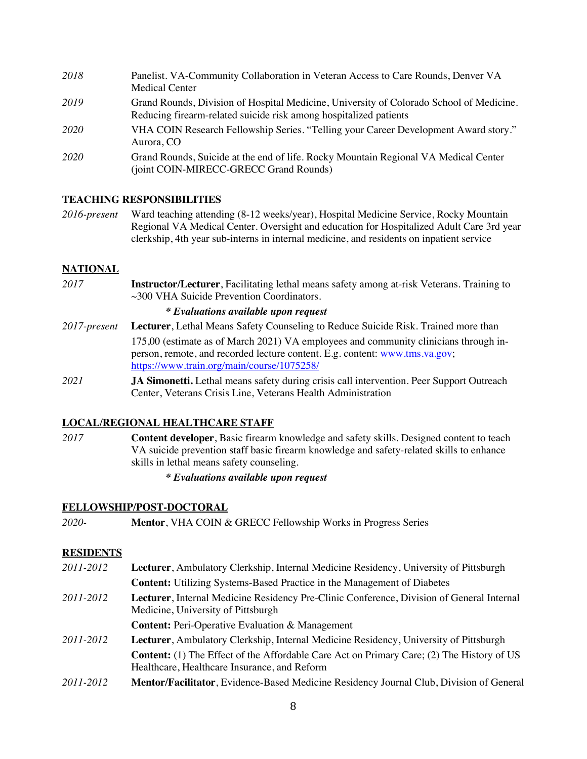*2018* Panelist. VA-Community Collaboration in Veteran Access to Care Rounds, Denver VA Medical Center

*2019* Grand Rounds, Division of Hospital Medicine, University of Colorado School of Medicine. Reducing firearm-related suicide risk among hospitalized patients

*2020* VHA COIN Research Fellowship Series. "Telling your Career Development Award story." Aurora, CO

*2020* Grand Rounds, Suicide at the end of life. Rocky Mountain Regional VA Medical Center (joint COIN-MIRECC-GRECC Grand Rounds)

**TEACHING RESPONSIBILITIES**

*2016-present* Ward teaching attending (8-12 weeks/year), Hospital Medicine Service, Rocky Mountain Regional VA Medical Center. Oversight and education for Hospitalized Adult Care 3rd year clerkship, 4th year sub-interns in internal medicine, and residents on inpatient service

**NATIONAL**

*2017* **Instructor/Lecturer**, Facilitating lethal means safety among at-risk Veterans. Training to ~300 VHA Suicide Prevention Coordinators.

***\* Evaluations available upon request***

*2017-present* **Lecturer**, Lethal Means Safety Counseling to Reduce Suicide Risk. Trained more than 175,00 (estimate as of March 2021) VA employees and community clinicians through in-person, remote, and recorded lecture content. E.g. content: [www.tms.va.gov](www.tms.va.gov); [https://www.train.org/main/course/1075258/](https://www.train.org/main/course/1075258/)

*2021* **JA Simonetti.** Lethal means safety during crisis call intervention. Peer Support Outreach Center, Veterans Crisis Line, Veterans Health Administration

**LOCAL/REGIONAL HEALTHCARE STAFF**

*2017* **Content developer**, Basic firearm knowledge and safety skills. Designed content to teach VA suicide prevention staff basic firearm knowledge and safety-related skills to enhance skills in lethal means safety counseling.

***\* Evaluations available upon request***

**FELLOWSHIP/POST-DOCTORAL**

*2020-* **Mentor**, VHA COIN & GRECC Fellowship Works in Progress Series

**RESIDENTS**

*2011-2012* **Lecturer**, Ambulatory Clerkship, Internal Medicine Residency, University of Pittsburgh
**Content:** Utilizing Systems-Based Practice in the Management of Diabetes

*2011-2012* **Lecturer**, Internal Medicine Residency Pre-Clinic Conference, Division of General Internal Medicine, University of Pittsburgh
**Content:** Peri-Operative Evaluation & Management

*2011-2012* **Lecturer**, Ambulatory Clerkship, Internal Medicine Residency, University of Pittsburgh
**Content:** (1) The Effect of the Affordable Care Act on Primary Care; (2) The History of US Healthcare, Healthcare Insurance, and Reform

*2011-2012* **Mentor/Facilitator**, Evidence-Based Medicine Residency Journal Club, Division of General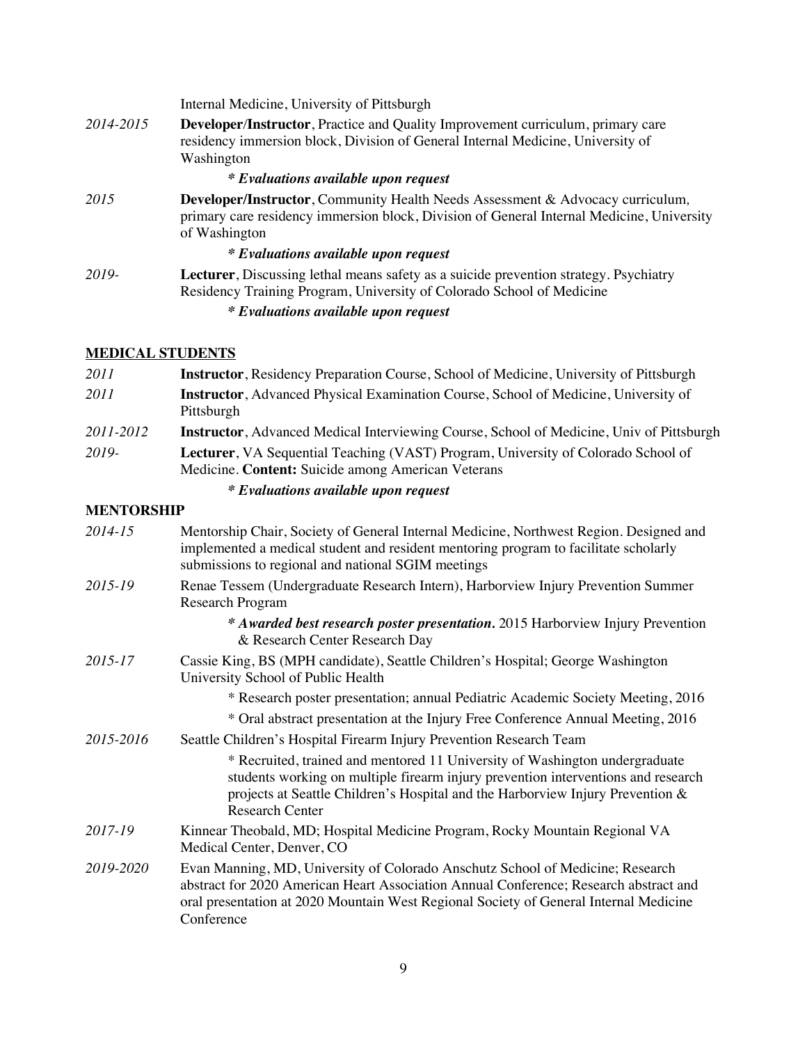Internal Medicine, University of Pittsburgh

*2014-2015* **Developer/Instructor**, Practice and Quality Improvement curriculum, primary care residency immersion block, Division of General Internal Medicine, University of Washington

***\* Evaluations available upon request***

*2015* **Developer/Instructor**, Community Health Needs Assessment & Advocacy curriculum, primary care residency immersion block, Division of General Internal Medicine, University of Washington

***\* Evaluations available upon request***

*2019-* **Lecturer**, Discussing lethal means safety as a suicide prevention strategy. Psychiatry Residency Training Program, University of Colorado School of Medicine

***\* Evaluations available upon request***

## MEDICAL STUDENTS

*2011* **Instructor**, Residency Preparation Course, School of Medicine, University of Pittsburgh

*2011* **Instructor**, Advanced Physical Examination Course, School of Medicine, University of Pittsburgh

*2011-2012* **Instructor**, Advanced Medical Interviewing Course, School of Medicine, Univ of Pittsburgh

*2019-* **Lecturer**, VA Sequential Teaching (VAST) Program, University of Colorado School of Medicine. **Content:** Suicide among American Veterans

***\* Evaluations available upon request***

## MENTORSHIP

*2014-15* Mentorship Chair, Society of General Internal Medicine, Northwest Region. Designed and implemented a medical student and resident mentoring program to facilitate scholarly submissions to regional and national SGIM meetings

*2015-19* Renae Tessem (Undergraduate Research Intern), Harborview Injury Prevention Summer Research Program

***\* Awarded best research poster presentation.*** 2015 Harborview Injury Prevention & Research Center Research Day

*2015-17* Cassie King, BS (MPH candidate), Seattle Children's Hospital; George Washington University School of Public Health

\* Research poster presentation; annual Pediatric Academic Society Meeting, 2016

\* Oral abstract presentation at the Injury Free Conference Annual Meeting, 2016

*2015-2016* Seattle Children's Hospital Firearm Injury Prevention Research Team

\* Recruited, trained and mentored 11 University of Washington undergraduate students working on multiple firearm injury prevention interventions and research projects at Seattle Children's Hospital and the Harborview Injury Prevention & Research Center

*2017-19* Kinnear Theobald, MD; Hospital Medicine Program, Rocky Mountain Regional VA Medical Center, Denver, CO

*2019-2020* Evan Manning, MD, University of Colorado Anschutz School of Medicine; Research abstract for 2020 American Heart Association Annual Conference; Research abstract and oral presentation at 2020 Mountain West Regional Society of General Internal Medicine Conference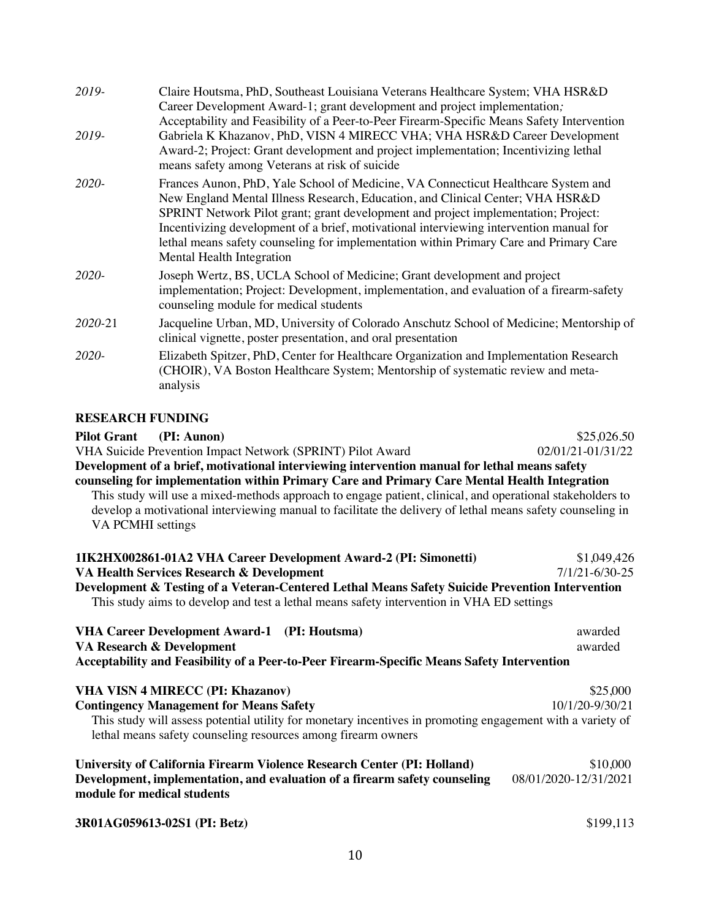*2019-* Claire Houtsma, PhD, Southeast Louisiana Veterans Healthcare System; VHA HSR&D Career Development Award-1; grant development and project implementation*;* Acceptability and Feasibility of a Peer-to-Peer Firearm-Specific Means Safety Intervention

*2019-* Gabriela K Khazanov, PhD, VISN 4 MIRECC VHA; VHA HSR&D Career Development Award-2; Project: Grant development and project implementation; Incentivizing lethal means safety among Veterans at risk of suicide

*2020-* Frances Aunon, PhD, Yale School of Medicine, VA Connecticut Healthcare System and New England Mental Illness Research, Education, and Clinical Center; VHA HSR&D SPRINT Network Pilot grant; grant development and project implementation; Project: Incentivizing development of a brief, motivational interviewing intervention manual for lethal means safety counseling for implementation within Primary Care and Primary Care Mental Health Integration

*2020-* Joseph Wertz, BS, UCLA School of Medicine; Grant development and project implementation; Project: Development, implementation, and evaluation of a firearm-safety counseling module for medical students

*2020-*21 Jacqueline Urban, MD, University of Colorado Anschutz School of Medicine; Mentorship of clinical vignette, poster presentation, and oral presentation

*2020-* Elizabeth Spitzer, PhD, Center for Healthcare Organization and Implementation Research (CHOIR), VA Boston Healthcare System; Mentorship of systematic review and meta-analysis

**RESEARCH FUNDING**

**Pilot Grant (PI: Aunon)** $25,026.50
VHA Suicide Prevention Impact Network (SPRINT) Pilot Award 02/01/21-01/31/22
**Development of a brief, motivational interviewing intervention manual for lethal means safety counseling for implementation within Primary Care and Primary Care Mental Health Integration**
This study will use a mixed-methods approach to engage patient, clinical, and operational stakeholders to develop a motivational interviewing manual to facilitate the delivery of lethal means safety counseling in VA PCMHI settings

**1IK2HX002861-01A2 VHA Career Development Award-2 (PI: Simonetti)** $1,049,426
**VA Health Services Research & Development** 7/1/21-6/30-25
**Development & Testing of a Veteran-Centered Lethal Means Safety Suicide Prevention Intervention**
This study aims to develop and test a lethal means safety intervention in VHA ED settings

**VHA Career Development Award-1 (PI: Houtsma)** awarded
**VA Research & Development** awarded
**Acceptability and Feasibility of a Peer-to-Peer Firearm-Specific Means Safety Intervention**

**VHA VISN 4 MIRECC (PI: Khazanov)** $25,000
**Contingency Management for Means Safety** 10/1/20-9/30/21
This study will assess potential utility for monetary incentives in promoting engagement with a variety of lethal means safety counseling resources among firearm owners

**University of California Firearm Violence Research Center (PI: Holland)** $10,000
**Development, implementation, and evaluation of a firearm safety counseling module for medical students** 08/01/2020-12/31/2021

**3R01AG059613-02S1 (PI: Betz)** $199,113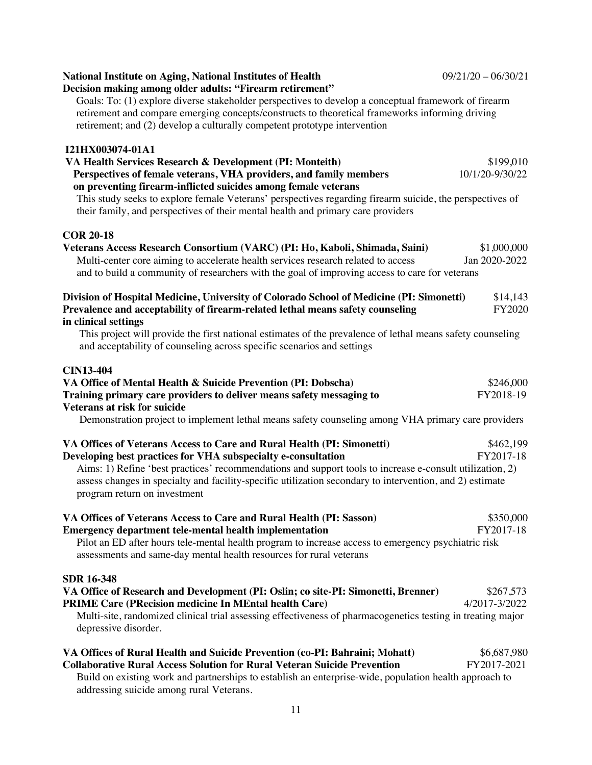**National Institute on Aging, National Institutes of Health** 09/21/20 – 06/30/21
**Decision making among older adults: "Firearm retirement"**
Goals: To: (1) explore diverse stakeholder perspectives to develop a conceptual framework of firearm retirement and compare emerging concepts/constructs to theoretical frameworks informing driving retirement; and (2) develop a culturally competent prototype intervention

**I21HX003074-01A1**
**VA Health Services Research & Development (PI: Monteith)** $199,010
**Perspectives of female veterans, VHA providers, and family members on preventing firearm-inflicted suicides among female veterans** 10/1/20-9/30/22
This study seeks to explore female Veterans' perspectives regarding firearm suicide, the perspectives of their family, and perspectives of their mental health and primary care providers

**COR 20-18**
**Veterans Access Research Consortium (VARC) (PI: Ho, Kaboli, Shimada, Saini)** $1,000,000
Multi-center core aiming to accelerate health services research related to access Jan 2020-2022
and to build a community of researchers with the goal of improving access to care for veterans

**Division of Hospital Medicine, University of Colorado School of Medicine (PI: Simonetti)** $14,143
**Prevalence and acceptability of firearm-related lethal means safety counseling in clinical settings** FY2020
This project will provide the first national estimates of the prevalence of lethal means safety counseling and acceptability of counseling across specific scenarios and settings

**CIN13-404**
**VA Office of Mental Health & Suicide Prevention (PI: Dobscha)** $246,000
**Training primary care providers to deliver means safety messaging to Veterans at risk for suicide** FY2018-19
Demonstration project to implement lethal means safety counseling among VHA primary care providers

**VA Offices of Veterans Access to Care and Rural Health (PI: Simonetti)** $462,199
**Developing best practices for VHA subspecialty e-consultation** FY2017-18
Aims: 1) Refine 'best practices' recommendations and support tools to increase e-consult utilization, 2) assess changes in specialty and facility-specific utilization secondary to intervention, and 2) estimate program return on investment

**VA Offices of Veterans Access to Care and Rural Health (PI: Sasson)** $350,000
**Emergency department tele-mental health implementation** FY2017-18
Pilot an ED after hours tele-mental health program to increase access to emergency psychiatric risk assessments and same-day mental health resources for rural veterans

**SDR 16-348**
**VA Office of Research and Development (PI: Oslin; co site-PI: Simonetti, Brenner)** $267,573
**PRIME Care (PRecision medicine In MEntal health Care)** 4/2017-3/2022
Multi-site, randomized clinical trial assessing effectiveness of pharmacogenetics testing in treating major depressive disorder.

**VA Offices of Rural Health and Suicide Prevention (co-PI: Bahraini; Mohatt)** $6,687,980
**Collaborative Rural Access Solution for Rural Veteran Suicide Prevention** FY2017-2021
Build on existing work and partnerships to establish an enterprise-wide, population health approach to addressing suicide among rural Veterans.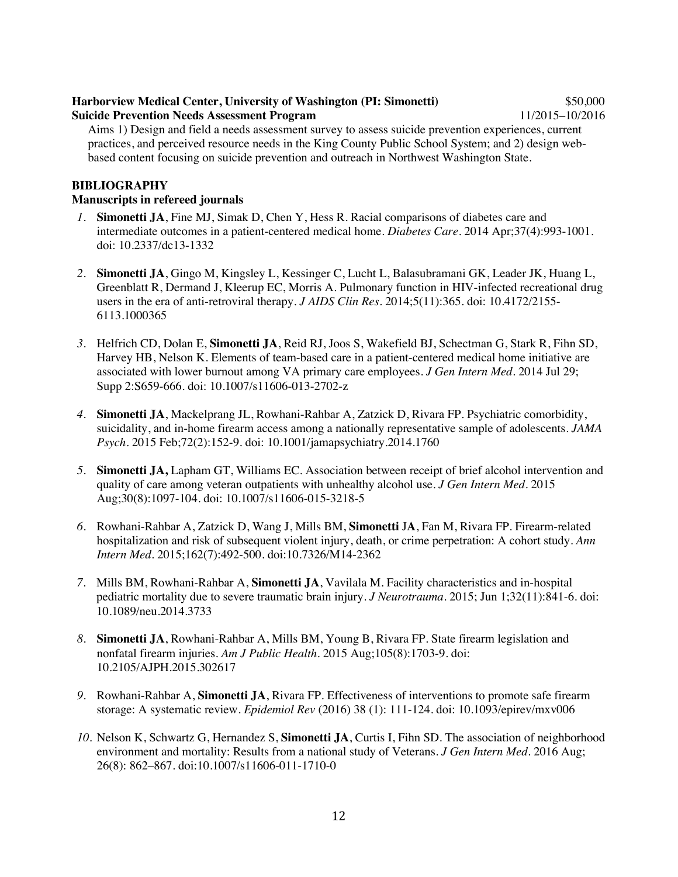**Harborview Medical Center, University of Washington (PI: Simonetti)** $50,000
**Suicide Prevention Needs Assessment Program** 11/2015–10/2016

Aims 1) Design and field a needs assessment survey to assess suicide prevention experiences, current practices, and perceived resource needs in the King County Public School System; and 2) design web-based content focusing on suicide prevention and outreach in Northwest Washington State.

## BIBLIOGRAPHY

### Manuscripts in refereed journals

1. **Simonetti JA**, Fine MJ, Simak D, Chen Y, Hess R. Racial comparisons of diabetes care and intermediate outcomes in a patient-centered medical home. *Diabetes Care*. 2014 Apr;37(4):993-1001. doi: 10.2337/dc13-1332

2. **Simonetti JA**, Gingo M, Kingsley L, Kessinger C, Lucht L, Balasubramani GK, Leader JK, Huang L, Greenblatt R, Dermand J, Kleerup EC, Morris A. Pulmonary function in HIV-infected recreational drug users in the era of anti-retroviral therapy. *J AIDS Clin Res*. 2014;5(11):365. doi: 10.4172/2155-6113.1000365

3. Helfrich CD, Dolan E, **Simonetti JA**, Reid RJ, Joos S, Wakefield BJ, Schectman G, Stark R, Fihn SD, Harvey HB, Nelson K. Elements of team-based care in a patient-centered medical home initiative are associated with lower burnout among VA primary care employees. *J Gen Intern Med*. 2014 Jul 29; Supp 2:S659-666. doi: 10.1007/s11606-013-2702-z

4. **Simonetti JA**, Mackelprang JL, Rowhani-Rahbar A, Zatzick D, Rivara FP. Psychiatric comorbidity, suicidality, and in-home firearm access among a nationally representative sample of adolescents. *JAMA Psych*. 2015 Feb;72(2):152-9. doi: 10.1001/jamapsychiatry.2014.1760

5. **Simonetti JA,** Lapham GT, Williams EC. Association between receipt of brief alcohol intervention and quality of care among veteran outpatients with unhealthy alcohol use. *J Gen Intern Med*. 2015 Aug;30(8):1097-104. doi: 10.1007/s11606-015-3218-5

6. Rowhani-Rahbar A, Zatzick D, Wang J, Mills BM, **Simonetti** **JA**, Fan M, Rivara FP. Firearm-related hospitalization and risk of subsequent violent injury, death, or crime perpetration: A cohort study. *Ann Intern Med*. 2015;162(7):492-500. doi:10.7326/M14-2362

7. Mills BM, Rowhani-Rahbar A, **Simonetti JA**, Vavilala M. Facility characteristics and in-hospital pediatric mortality due to severe traumatic brain injury. *J Neurotrauma*. 2015; Jun 1;32(11):841-6. doi: 10.1089/neu.2014.3733

8. **Simonetti JA**, Rowhani-Rahbar A, Mills BM, Young B, Rivara FP. State firearm legislation and nonfatal firearm injuries. *Am J Public Health*. 2015 Aug;105(8):1703-9. doi: 10.2105/AJPH.2015.302617

9. Rowhani-Rahbar A, **Simonetti JA**, Rivara FP. Effectiveness of interventions to promote safe firearm storage: A systematic review. *Epidemiol Rev* (2016) 38 (1): 111-124. doi: 10.1093/epirev/mxv006

10. Nelson K, Schwartz G, Hernandez S, **Simonetti JA**, Curtis I, Fihn SD. The association of neighborhood environment and mortality: Results from a national study of Veterans. *J Gen Intern Med*. 2016 Aug; 26(8): 862–867. doi:10.1007/s11606-011-1710-0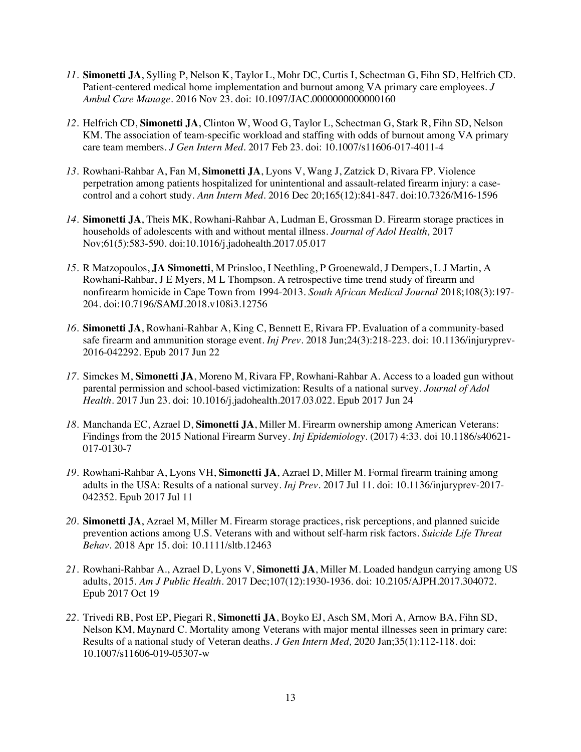11. **Simonetti JA**, Sylling P, Nelson K, Taylor L, Mohr DC, Curtis I, Schectman G, Fihn SD, Helfrich CD. Patient-centered medical home implementation and burnout among VA primary care employees. *J Ambul Care Manage*. 2016 Nov 23. doi: 10.1097/JAC.0000000000000160

12. Helfrich CD, **Simonetti JA**, Clinton W, Wood G, Taylor L, Schectman G, Stark R, Fihn SD, Nelson KM. The association of team-specific workload and staffing with odds of burnout among VA primary care team members. *J Gen Intern Med*. 2017 Feb 23. doi: 10.1007/s11606-017-4011-4

13. Rowhani-Rahbar A, Fan M, **Simonetti JA**, Lyons V, Wang J, Zatzick D, Rivara FP. Violence perpetration among patients hospitalized for unintentional and assault-related firearm injury: a case-control and a cohort study. *Ann Intern Med*. 2016 Dec 20;165(12):841-847. doi:10.7326/M16-1596

14. **Simonetti JA**, Theis MK, Rowhani-Rahbar A, Ludman E, Grossman D. Firearm storage practices in households of adolescents with and without mental illness. *Journal of Adol Health,* 2017 Nov;61(5):583-590. doi:10.1016/j.jadohealth.2017.05.017

15. R Matzopoulos, **JA Simonetti**, M Prinsloo, I Neethling, P Groenewald, J Dempers, L J Martin, A Rowhani-Rahbar, J E Myers, M L Thompson. A retrospective time trend study of firearm and nonfirearm homicide in Cape Town from 1994-2013. *South African Medical Journal* 2018;108(3):197-204. doi:10.7196/SAMJ.2018.v108i3.12756

16. **Simonetti JA**, Rowhani-Rahbar A, King C, Bennett E, Rivara FP. Evaluation of a community-based safe firearm and ammunition storage event. *Inj Prev*. 2018 Jun;24(3):218-223. doi: 10.1136/injuryprev-2016-042292. Epub 2017 Jun 22

17. Simckes M, **Simonetti JA**, Moreno M, Rivara FP, Rowhani-Rahbar A. Access to a loaded gun without parental permission and school-based victimization: Results of a national survey. *Journal of Adol Health*. 2017 Jun 23. doi: 10.1016/j.jadohealth.2017.03.022. Epub 2017 Jun 24

18. Manchanda EC, Azrael D, **Simonetti JA**, Miller M. Firearm ownership among American Veterans: Findings from the 2015 National Firearm Survey. *Inj Epidemiology*. (2017) 4:33. doi 10.1186/s40621-017-0130-7

19. Rowhani-Rahbar A, Lyons VH, **Simonetti JA**, Azrael D, Miller M. Formal firearm training among adults in the USA: Results of a national survey. *Inj Prev*. 2017 Jul 11. doi: 10.1136/injuryprev-2017-042352. Epub 2017 Jul 11

20. **Simonetti JA**, Azrael M, Miller M. Firearm storage practices, risk perceptions, and planned suicide prevention actions among U.S. Veterans with and without self-harm risk factors. *Suicide Life Threat Behav*. 2018 Apr 15. doi: 10.1111/sltb.12463

21. Rowhani-Rahbar A., Azrael D, Lyons V, **Simonetti JA**, Miller M. Loaded handgun carrying among US adults, 2015. *Am J Public Health*. 2017 Dec;107(12):1930-1936. doi: 10.2105/AJPH.2017.304072. Epub 2017 Oct 19

22. Trivedi RB, Post EP, Piegari R, **Simonetti JA**, Boyko EJ, Asch SM, Mori A, Arnow BA, Fihn SD, Nelson KM, Maynard C. Mortality among Veterans with major mental illnesses seen in primary care: Results of a national study of Veteran deaths. *J Gen Intern Med,* 2020 Jan;35(1):112-118. doi: 10.1007/s11606-019-05307-w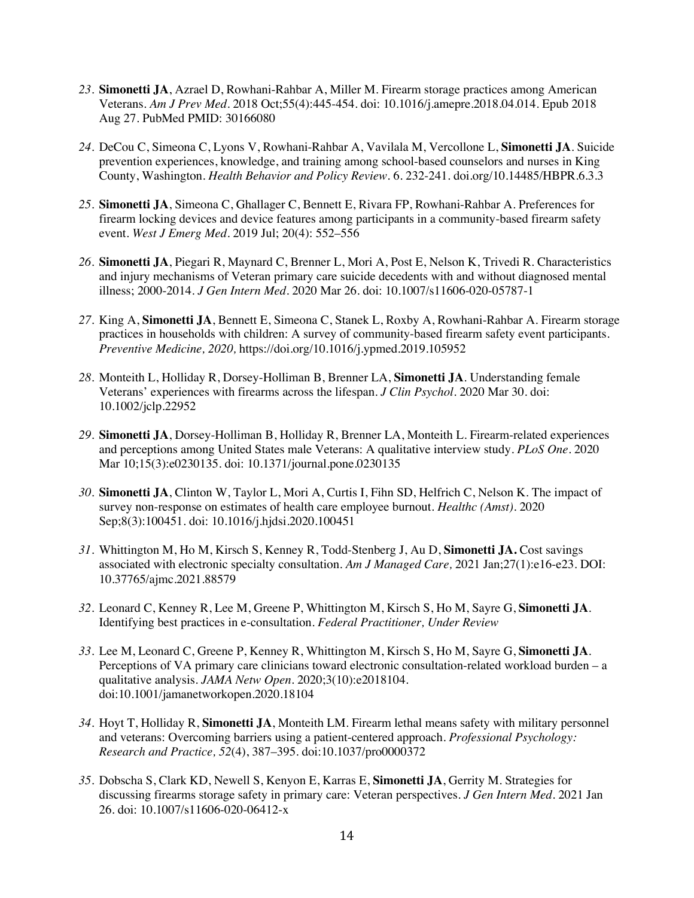23. **Simonetti JA**, Azrael D, Rowhani-Rahbar A, Miller M. Firearm storage practices among American Veterans. *Am J Prev Med*. 2018 Oct;55(4):445-454. doi: 10.1016/j.amepre.2018.04.014. Epub 2018 Aug 27. PubMed PMID: 30166080

24. DeCou C, Simeona C, Lyons V, Rowhani-Rahbar A, Vavilala M, Vercollone L, **Simonetti JA**. Suicide prevention experiences, knowledge, and training among school-based counselors and nurses in King County, Washington. *Health Behavior and Policy Review*. 6. 232-241. doi.org/10.14485/HBPR.6.3.3

25. **Simonetti JA**, Simeona C, Ghallager C, Bennett E, Rivara FP, Rowhani-Rahbar A. Preferences for firearm locking devices and device features among participants in a community-based firearm safety event. *West J Emerg Med*. 2019 Jul; 20(4): 552–556

26. **Simonetti JA**, Piegari R, Maynard C, Brenner L, Mori A, Post E, Nelson K, Trivedi R. Characteristics and injury mechanisms of Veteran primary care suicide decedents with and without diagnosed mental illness; 2000-2014. *J Gen Intern Med*. 2020 Mar 26. doi: 10.1007/s11606-020-05787-1

27. King A, **Simonetti JA**, Bennett E, Simeona C, Stanek L, Roxby A, Rowhani-Rahbar A. Firearm storage practices in households with children: A survey of community-based firearm safety event participants. *Preventive Medicine, 2020,* https://doi.org/10.1016/j.ypmed.2019.105952

28. Monteith L, Holliday R, Dorsey-Holliman B, Brenner LA, **Simonetti JA**. Understanding female Veterans' experiences with firearms across the lifespan. *J Clin Psychol*. 2020 Mar 30. doi: 10.1002/jclp.22952

29. **Simonetti JA**, Dorsey-Holliman B, Holliday R, Brenner LA, Monteith L. Firearm-related experiences and perceptions among United States male Veterans: A qualitative interview study. *PLoS One*. 2020 Mar 10;15(3):e0230135. doi: 10.1371/journal.pone.0230135

30. **Simonetti JA**, Clinton W, Taylor L, Mori A, Curtis I, Fihn SD, Helfrich C, Nelson K. The impact of survey non-response on estimates of health care employee burnout. *Healthc (Amst)*. 2020 Sep;8(3):100451. doi: 10.1016/j.hjdsi.2020.100451

31. Whittington M, Ho M, Kirsch S, Kenney R, Todd-Stenberg J, Au D, **Simonetti JA.** Cost savings associated with electronic specialty consultation. *Am J Managed Care,* 2021 Jan;27(1):e16-e23. DOI: 10.37765/ajmc.2021.88579

32. Leonard C, Kenney R, Lee M, Greene P, Whittington M, Kirsch S, Ho M, Sayre G, **Simonetti JA**. Identifying best practices in e-consultation. *Federal Practitioner, Under Review*

33. Lee M, Leonard C, Greene P, Kenney R, Whittington M, Kirsch S, Ho M, Sayre G, **Simonetti JA**. Perceptions of VA primary care clinicians toward electronic consultation-related workload burden – a qualitative analysis. *JAMA Netw Open*. 2020;3(10):e2018104. doi:10.1001/jamanetworkopen.2020.18104

34. Hoyt T, Holliday R, **Simonetti JA**, Monteith LM. Firearm lethal means safety with military personnel and veterans: Overcoming barriers using a patient-centered approach. *Professional Psychology: Research and Practice, 52*(4), 387–395. doi:10.1037/pro0000372

35. Dobscha S, Clark KD, Newell S, Kenyon E, Karras E, **Simonetti JA**, Gerrity M. Strategies for discussing firearms storage safety in primary care: Veteran perspectives. *J Gen Intern Med*. 2021 Jan 26. doi: 10.1007/s11606-020-06412-x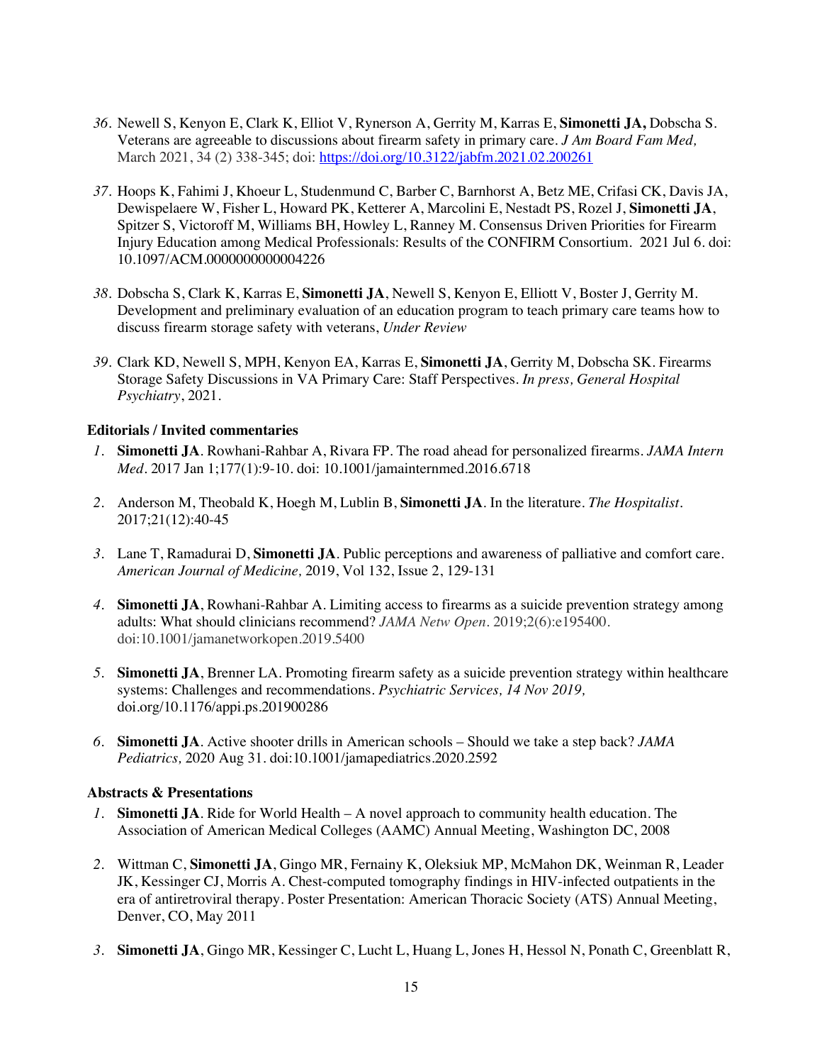36. Newell S, Kenyon E, Clark K, Elliot V, Rynerson A, Gerrity M, Karras E, **Simonetti JA,** Dobscha S. Veterans are agreeable to discussions about firearm safety in primary care. *J Am Board Fam Med,* March 2021, 34 (2) 338-345; doi: https://doi.org/10.3122/jabfm.2021.02.200261

37. Hoops K, Fahimi J, Khoeur L, Studenmund C, Barber C, Barnhorst A, Betz ME, Crifasi CK, Davis JA, Dewispelaere W, Fisher L, Howard PK, Ketterer A, Marcolini E, Nestadt PS, Rozel J, **Simonetti JA**, Spitzer S, Victoroff M, Williams BH, Howley L, Ranney M. Consensus Driven Priorities for Firearm Injury Education among Medical Professionals: Results of the CONFIRM Consortium. 2021 Jul 6. doi: 10.1097/ACM.0000000000004226

38. Dobscha S, Clark K, Karras E, **Simonetti JA**, Newell S, Kenyon E, Elliott V, Boster J, Gerrity M. Development and preliminary evaluation of an education program to teach primary care teams how to discuss firearm storage safety with veterans, *Under Review*

39. Clark KD, Newell S, MPH, Kenyon EA, Karras E, **Simonetti JA**, Gerrity M, Dobscha SK. Firearms Storage Safety Discussions in VA Primary Care: Staff Perspectives. *In press, General Hospital Psychiatry*, 2021.

**Editorials / Invited commentaries**

1. **Simonetti JA**. Rowhani-Rahbar A, Rivara FP. The road ahead for personalized firearms. *JAMA Intern Med*. 2017 Jan 1;177(1):9-10. doi: 10.1001/jamainternmed.2016.6718

2. Anderson M, Theobald K, Hoegh M, Lublin B, **Simonetti JA**. In the literature. *The Hospitalist*. 2017;21(12):40-45

3. Lane T, Ramadurai D, **Simonetti JA**. Public perceptions and awareness of palliative and comfort care. *American Journal of Medicine,* 2019, Vol 132, Issue 2, 129-131

4. **Simonetti JA**, Rowhani-Rahbar A. Limiting access to firearms as a suicide prevention strategy among adults: What should clinicians recommend? *JAMA Netw Open*. 2019;2(6):e195400. doi:10.1001/jamanetworkopen.2019.5400

5. **Simonetti JA**, Brenner LA. Promoting firearm safety as a suicide prevention strategy within healthcare systems: Challenges and recommendations. *Psychiatric Services, 14 Nov 2019,* doi.org/10.1176/appi.ps.201900286

6. **Simonetti JA**. Active shooter drills in American schools – Should we take a step back? *JAMA Pediatrics,* 2020 Aug 31. doi:10.1001/jamapediatrics.2020.2592

**Abstracts & Presentations**

1. **Simonetti JA**. Ride for World Health – A novel approach to community health education. The Association of American Medical Colleges (AAMC) Annual Meeting, Washington DC, 2008

2. Wittman C, **Simonetti JA**, Gingo MR, Fernainy K, Oleksiuk MP, McMahon DK, Weinman R, Leader JK, Kessinger CJ, Morris A. Chest-computed tomography findings in HIV-infected outpatients in the era of antiretroviral therapy. Poster Presentation: American Thoracic Society (ATS) Annual Meeting, Denver, CO, May 2011

3. **Simonetti JA**, Gingo MR, Kessinger C, Lucht L, Huang L, Jones H, Hessol N, Ponath C, Greenblatt R,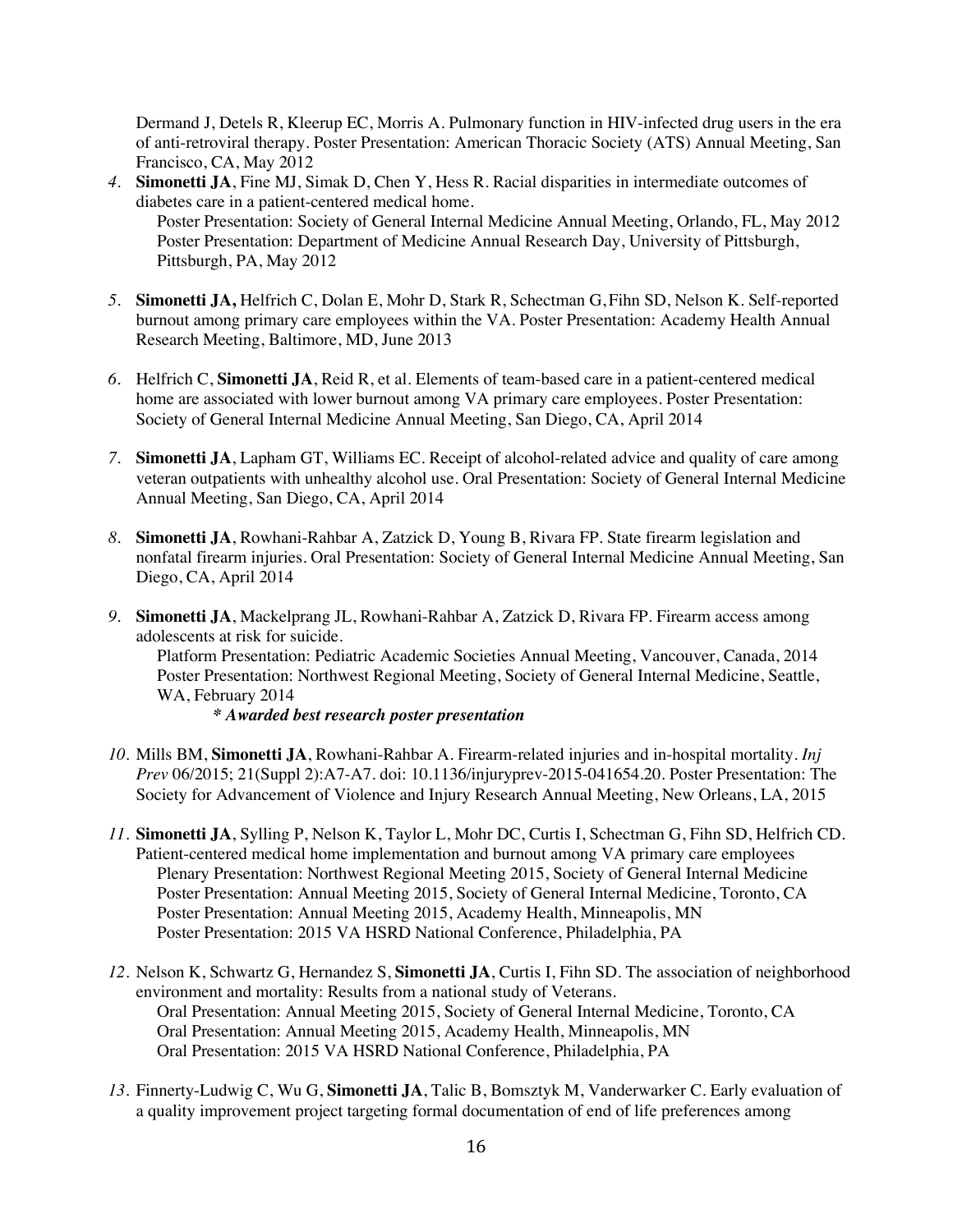Dermand J, Detels R, Kleerup EC, Morris A. Pulmonary function in HIV-infected drug users in the era of anti-retroviral therapy. Poster Presentation: American Thoracic Society (ATS) Annual Meeting, San Francisco, CA, May 2012

4. **Simonetti JA**, Fine MJ, Simak D, Chen Y, Hess R. Racial disparities in intermediate outcomes of diabetes care in a patient-centered medical home.
   Poster Presentation: Society of General Internal Medicine Annual Meeting, Orlando, FL, May 2012
   Poster Presentation: Department of Medicine Annual Research Day, University of Pittsburgh, Pittsburgh, PA, May 2012

5. **Simonetti JA,** Helfrich C, Dolan E, Mohr D, Stark R, Schectman G, Fihn SD, Nelson K. Self-reported burnout among primary care employees within the VA. Poster Presentation: Academy Health Annual Research Meeting, Baltimore, MD, June 2013

6. Helfrich C, **Simonetti JA**, Reid R, et al. Elements of team-based care in a patient-centered medical home are associated with lower burnout among VA primary care employees. Poster Presentation: Society of General Internal Medicine Annual Meeting, San Diego, CA, April 2014

7. **Simonetti JA**, Lapham GT, Williams EC. Receipt of alcohol-related advice and quality of care among veteran outpatients with unhealthy alcohol use. Oral Presentation: Society of General Internal Medicine Annual Meeting, San Diego, CA, April 2014

8. **Simonetti JA**, Rowhani-Rahbar A, Zatzick D, Young B, Rivara FP. State firearm legislation and nonfatal firearm injuries. Oral Presentation: Society of General Internal Medicine Annual Meeting, San Diego, CA, April 2014

9. **Simonetti JA**, Mackelprang JL, Rowhani-Rahbar A, Zatzick D, Rivara FP. Firearm access among adolescents at risk for suicide.
   Platform Presentation: Pediatric Academic Societies Annual Meeting, Vancouver, Canada, 2014
   Poster Presentation: Northwest Regional Meeting, Society of General Internal Medicine, Seattle, WA, February 2014
   ***\* Awarded best research poster presentation***

10. Mills BM, **Simonetti JA**, Rowhani-Rahbar A. Firearm-related injuries and in-hospital mortality. *Inj Prev* 06/2015; 21(Suppl 2):A7-A7. doi: 10.1136/injuryprev-2015-041654.20. Poster Presentation: The Society for Advancement of Violence and Injury Research Annual Meeting, New Orleans, LA, 2015

11. **Simonetti JA**, Sylling P, Nelson K, Taylor L, Mohr DC, Curtis I, Schectman G, Fihn SD, Helfrich CD. Patient-centered medical home implementation and burnout among VA primary care employees
    Plenary Presentation: Northwest Regional Meeting 2015, Society of General Internal Medicine
    Poster Presentation: Annual Meeting 2015, Society of General Internal Medicine, Toronto, CA
    Poster Presentation: Annual Meeting 2015, Academy Health, Minneapolis, MN
    Poster Presentation: 2015 VA HSRD National Conference, Philadelphia, PA

12. Nelson K, Schwartz G, Hernandez S, **Simonetti JA**, Curtis I, Fihn SD. The association of neighborhood environment and mortality: Results from a national study of Veterans.
    Oral Presentation: Annual Meeting 2015, Society of General Internal Medicine, Toronto, CA
    Oral Presentation: Annual Meeting 2015, Academy Health, Minneapolis, MN
    Oral Presentation: 2015 VA HSRD National Conference, Philadelphia, PA

13. Finnerty-Ludwig C, Wu G, **Simonetti JA**, Talic B, Bomsztyk M, Vanderwarker C. Early evaluation of a quality improvement project targeting formal documentation of end of life preferences among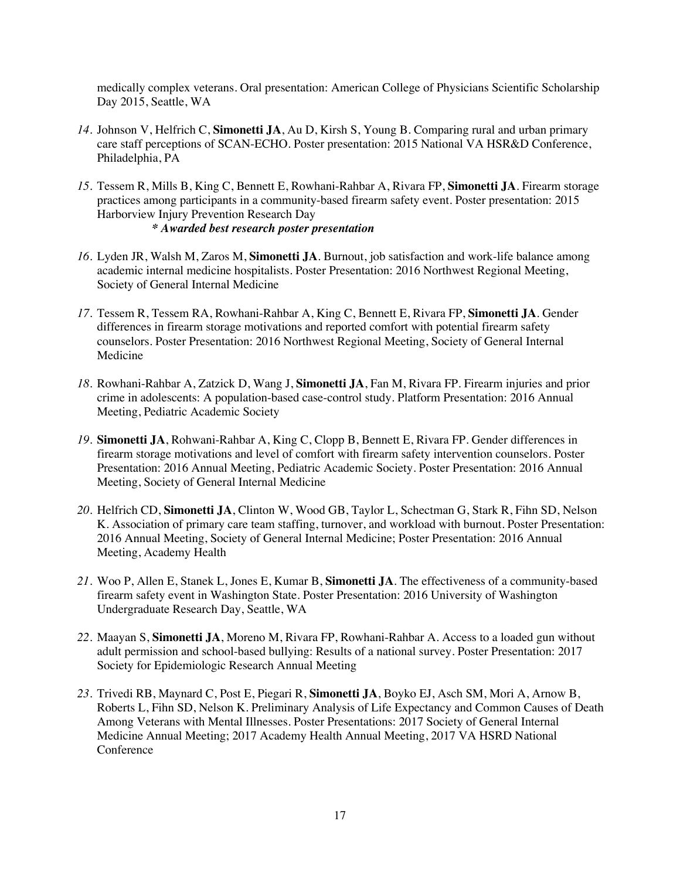medically complex veterans. Oral presentation: American College of Physicians Scientific Scholarship Day 2015, Seattle, WA

*14.* Johnson V, Helfrich C, **Simonetti JA**, Au D, Kirsh S, Young B. Comparing rural and urban primary care staff perceptions of SCAN-ECHO. Poster presentation: 2015 National VA HSR&D Conference, Philadelphia, PA

*15.* Tessem R, Mills B, King C, Bennett E, Rowhani-Rahbar A, Rivara FP, **Simonetti JA**. Firearm storage practices among participants in a community-based firearm safety event. Poster presentation: 2015 Harborview Injury Prevention Research Day
***\* Awarded best research poster presentation***

*16.* Lyden JR, Walsh M, Zaros M, **Simonetti JA**. Burnout, job satisfaction and work-life balance among academic internal medicine hospitalists. Poster Presentation: 2016 Northwest Regional Meeting, Society of General Internal Medicine

*17.* Tessem R, Tessem RA, Rowhani-Rahbar A, King C, Bennett E, Rivara FP, **Simonetti JA**. Gender differences in firearm storage motivations and reported comfort with potential firearm safety counselors. Poster Presentation: 2016 Northwest Regional Meeting, Society of General Internal Medicine

*18.* Rowhani-Rahbar A, Zatzick D, Wang J, **Simonetti JA**, Fan M, Rivara FP. Firearm injuries and prior crime in adolescents: A population-based case-control study. Platform Presentation: 2016 Annual Meeting, Pediatric Academic Society

*19.* **Simonetti JA**, Rohwani-Rahbar A, King C, Clopp B, Bennett E, Rivara FP. Gender differences in firearm storage motivations and level of comfort with firearm safety intervention counselors. Poster Presentation: 2016 Annual Meeting, Pediatric Academic Society. Poster Presentation: 2016 Annual Meeting, Society of General Internal Medicine

*20.* Helfrich CD, **Simonetti JA**, Clinton W, Wood GB, Taylor L, Schectman G, Stark R, Fihn SD, Nelson K. Association of primary care team staffing, turnover, and workload with burnout. Poster Presentation: 2016 Annual Meeting, Society of General Internal Medicine; Poster Presentation: 2016 Annual Meeting, Academy Health

*21.* Woo P, Allen E, Stanek L, Jones E, Kumar B, **Simonetti JA**. The effectiveness of a community-based firearm safety event in Washington State. Poster Presentation: 2016 University of Washington Undergraduate Research Day, Seattle, WA

*22.* Maayan S, **Simonetti JA**, Moreno M, Rivara FP, Rowhani-Rahbar A. Access to a loaded gun without adult permission and school-based bullying: Results of a national survey. Poster Presentation: 2017 Society for Epidemiologic Research Annual Meeting

*23.* Trivedi RB, Maynard C, Post E, Piegari R, **Simonetti JA**, Boyko EJ, Asch SM, Mori A, Arnow B, Roberts L, Fihn SD, Nelson K. Preliminary Analysis of Life Expectancy and Common Causes of Death Among Veterans with Mental Illnesses. Poster Presentations: 2017 Society of General Internal Medicine Annual Meeting; 2017 Academy Health Annual Meeting, 2017 VA HSRD National Conference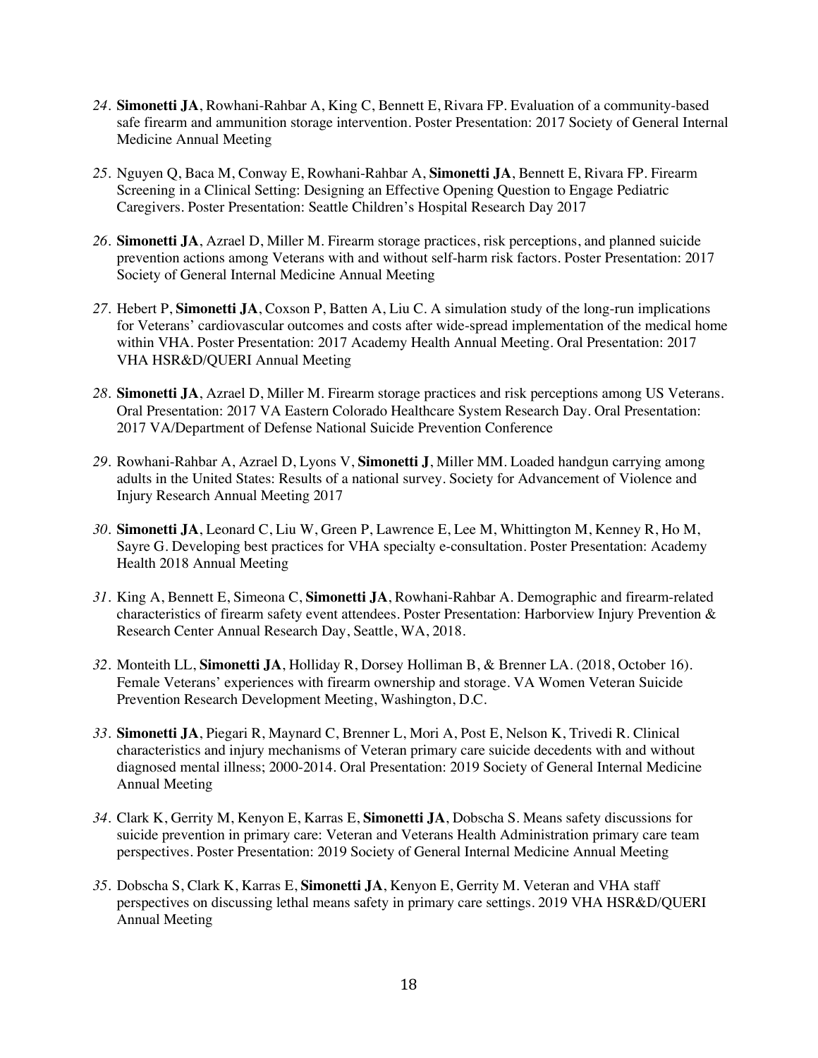24. **Simonetti JA**, Rowhani-Rahbar A, King C, Bennett E, Rivara FP. Evaluation of a community-based safe firearm and ammunition storage intervention. Poster Presentation: 2017 Society of General Internal Medicine Annual Meeting

25. Nguyen Q, Baca M, Conway E, Rowhani-Rahbar A, **Simonetti JA**, Bennett E, Rivara FP. Firearm Screening in a Clinical Setting: Designing an Effective Opening Question to Engage Pediatric Caregivers. Poster Presentation: Seattle Children's Hospital Research Day 2017

26. **Simonetti JA**, Azrael D, Miller M. Firearm storage practices, risk perceptions, and planned suicide prevention actions among Veterans with and without self-harm risk factors. Poster Presentation: 2017 Society of General Internal Medicine Annual Meeting

27. Hebert P, **Simonetti JA**, Coxson P, Batten A, Liu C. A simulation study of the long-run implications for Veterans' cardiovascular outcomes and costs after wide-spread implementation of the medical home within VHA. Poster Presentation: 2017 Academy Health Annual Meeting. Oral Presentation: 2017 VHA HSR&D/QUERI Annual Meeting

28. **Simonetti JA**, Azrael D, Miller M. Firearm storage practices and risk perceptions among US Veterans. Oral Presentation: 2017 VA Eastern Colorado Healthcare System Research Day. Oral Presentation: 2017 VA/Department of Defense National Suicide Prevention Conference

29. Rowhani-Rahbar A, Azrael D, Lyons V, **Simonetti J**, Miller MM. Loaded handgun carrying among adults in the United States: Results of a national survey. Society for Advancement of Violence and Injury Research Annual Meeting 2017

30. **Simonetti JA**, Leonard C, Liu W, Green P, Lawrence E, Lee M, Whittington M, Kenney R, Ho M, Sayre G. Developing best practices for VHA specialty e-consultation. Poster Presentation: Academy Health 2018 Annual Meeting

31. King A, Bennett E, Simeona C, **Simonetti JA**, Rowhani-Rahbar A. Demographic and firearm-related characteristics of firearm safety event attendees. Poster Presentation: Harborview Injury Prevention & Research Center Annual Research Day, Seattle, WA, 2018.

32. Monteith LL, **Simonetti JA**, Holliday R, Dorsey Holliman B, & Brenner LA. (2018, October 16). Female Veterans' experiences with firearm ownership and storage. VA Women Veteran Suicide Prevention Research Development Meeting, Washington, D.C.

33. **Simonetti JA**, Piegari R, Maynard C, Brenner L, Mori A, Post E, Nelson K, Trivedi R. Clinical characteristics and injury mechanisms of Veteran primary care suicide decedents with and without diagnosed mental illness; 2000-2014. Oral Presentation: 2019 Society of General Internal Medicine Annual Meeting

34. Clark K, Gerrity M, Kenyon E, Karras E, **Simonetti JA**, Dobscha S. Means safety discussions for suicide prevention in primary care: Veteran and Veterans Health Administration primary care team perspectives. Poster Presentation: 2019 Society of General Internal Medicine Annual Meeting

35. Dobscha S, Clark K, Karras E, **Simonetti JA**, Kenyon E, Gerrity M. Veteran and VHA staff perspectives on discussing lethal means safety in primary care settings. 2019 VHA HSR&D/QUERI Annual Meeting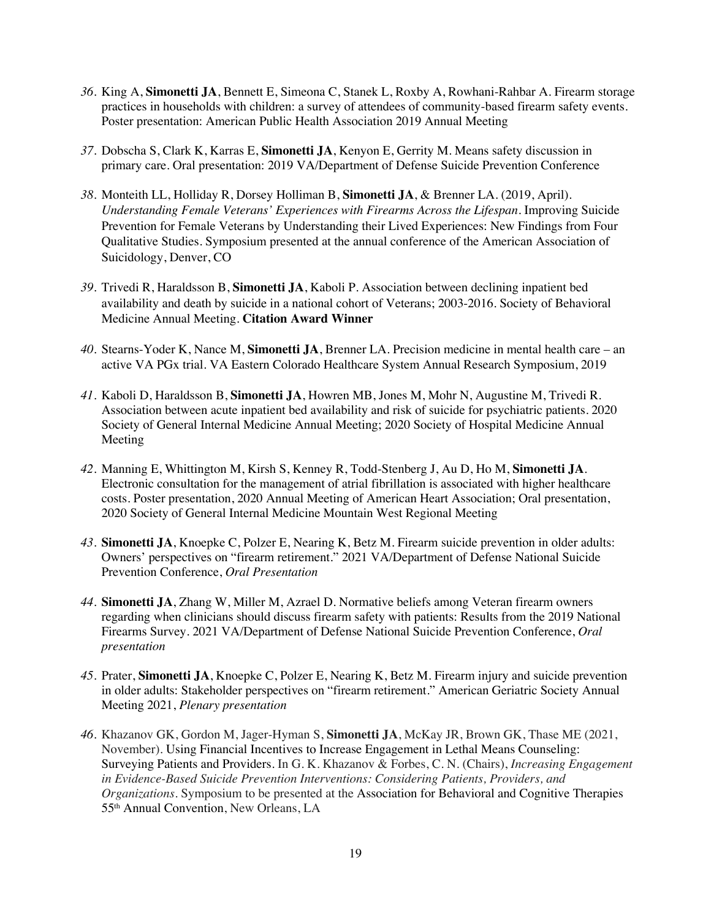*36*. King A, **Simonetti JA**, Bennett E, Simeona C, Stanek L, Roxby A, Rowhani-Rahbar A. Firearm storage practices in households with children: a survey of attendees of community-based firearm safety events. Poster presentation: American Public Health Association 2019 Annual Meeting

*37*. Dobscha S, Clark K, Karras E, **Simonetti JA**, Kenyon E, Gerrity M. Means safety discussion in primary care. Oral presentation: 2019 VA/Department of Defense Suicide Prevention Conference

*38*. Monteith LL, Holliday R, Dorsey Holliman B, **Simonetti JA**, & Brenner LA. (2019, April). *Understanding Female Veterans' Experiences with Firearms Across the Lifespan*. Improving Suicide Prevention for Female Veterans by Understanding their Lived Experiences: New Findings from Four Qualitative Studies. Symposium presented at the annual conference of the American Association of Suicidology, Denver, CO

*39*. Trivedi R, Haraldsson B, **Simonetti JA**, Kaboli P. Association between declining inpatient bed availability and death by suicide in a national cohort of Veterans; 2003-2016. Society of Behavioral Medicine Annual Meeting. **Citation Award Winner**

*40*. Stearns-Yoder K, Nance M, **Simonetti JA**, Brenner LA. Precision medicine in mental health care – an active VA PGx trial. VA Eastern Colorado Healthcare System Annual Research Symposium, 2019

*41*. Kaboli D, Haraldsson B, **Simonetti JA**, Howren MB, Jones M, Mohr N, Augustine M, Trivedi R. Association between acute inpatient bed availability and risk of suicide for psychiatric patients. 2020 Society of General Internal Medicine Annual Meeting; 2020 Society of Hospital Medicine Annual Meeting

*42*. Manning E, Whittington M, Kirsh S, Kenney R, Todd-Stenberg J, Au D, Ho M, **Simonetti JA**. Electronic consultation for the management of atrial fibrillation is associated with higher healthcare costs. Poster presentation, 2020 Annual Meeting of American Heart Association; Oral presentation, 2020 Society of General Internal Medicine Mountain West Regional Meeting

*43*. **Simonetti JA**, Knoepke C, Polzer E, Nearing K, Betz M. Firearm suicide prevention in older adults: Owners' perspectives on "firearm retirement." 2021 VA/Department of Defense National Suicide Prevention Conference, *Oral Presentation*

*44*. **Simonetti JA**, Zhang W, Miller M, Azrael D. Normative beliefs among Veteran firearm owners regarding when clinicians should discuss firearm safety with patients: Results from the 2019 National Firearms Survey. 2021 VA/Department of Defense National Suicide Prevention Conference, *Oral presentation*

*45*. Prater, **Simonetti JA**, Knoepke C, Polzer E, Nearing K, Betz M. Firearm injury and suicide prevention in older adults: Stakeholder perspectives on "firearm retirement." American Geriatric Society Annual Meeting 2021, *Plenary presentation*

*46*. Khazanov GK, Gordon M, Jager-Hyman S, **Simonetti JA**, McKay JR, Brown GK, Thase ME (2021, November). Using Financial Incentives to Increase Engagement in Lethal Means Counseling: Surveying Patients and Providers. In G. K. Khazanov & Forbes, C. N. (Chairs), *Increasing Engagement in Evidence-Based Suicide Prevention Interventions: Considering Patients, Providers, and Organizations*. Symposium to be presented at the Association for Behavioral and Cognitive Therapies 55th Annual Convention, New Orleans, LA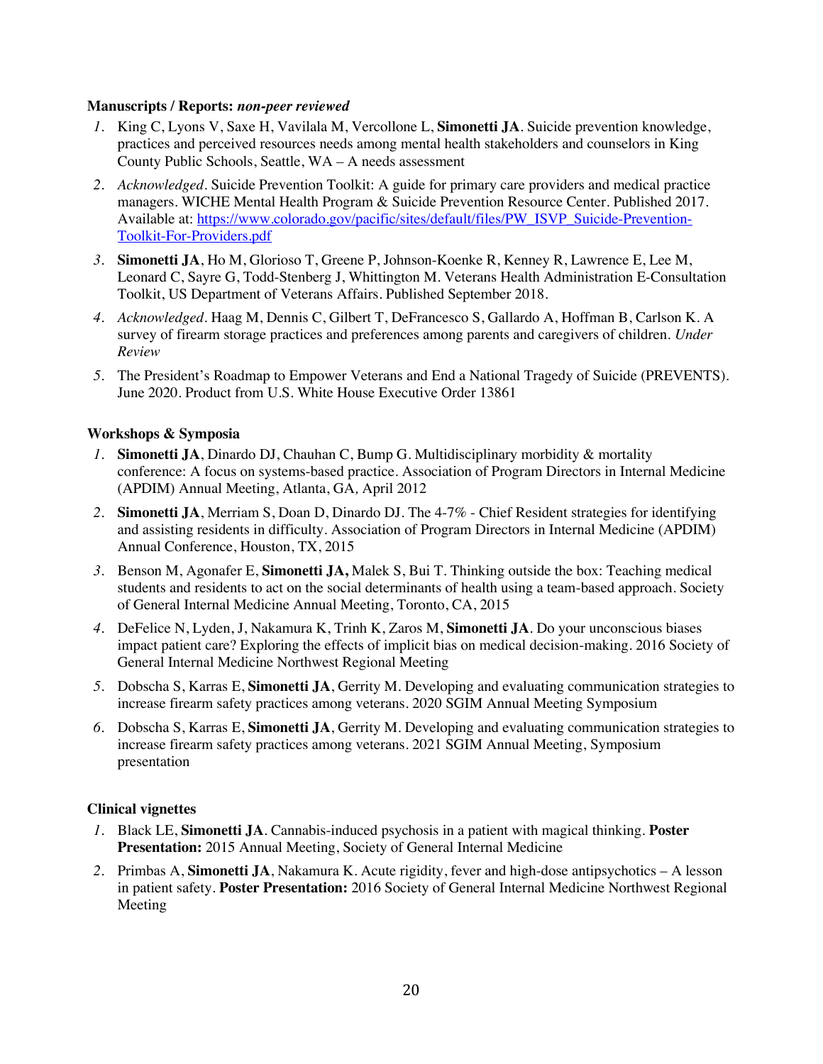**Manuscripts / Reports:** ***non-peer reviewed***

1. King C, Lyons V, Saxe H, Vavilala M, Vercollone L, **Simonetti JA**. Suicide prevention knowledge, practices and perceived resources needs among mental health stakeholders and counselors in King County Public Schools, Seattle, WA – A needs assessment
2. *Acknowledged*. Suicide Prevention Toolkit: A guide for primary care providers and medical practice managers. WICHE Mental Health Program & Suicide Prevention Resource Center. Published 2017. Available at: https://www.colorado.gov/pacific/sites/default/files/PW_ISVP_Suicide-Prevention-Toolkit-For-Providers.pdf
3. **Simonetti JA**, Ho M, Glorioso T, Greene P, Johnson-Koenke R, Kenney R, Lawrence E, Lee M, Leonard C, Sayre G, Todd-Stenberg J, Whittington M. Veterans Health Administration E-Consultation Toolkit, US Department of Veterans Affairs. Published September 2018.
4. *Acknowledged*. Haag M, Dennis C, Gilbert T, DeFrancesco S, Gallardo A, Hoffman B, Carlson K. A survey of firearm storage practices and preferences among parents and caregivers of children. *Under Review*
5. The President's Roadmap to Empower Veterans and End a National Tragedy of Suicide (PREVENTS). June 2020. Product from U.S. White House Executive Order 13861

**Workshops & Symposia**

1. **Simonetti JA**, Dinardo DJ, Chauhan C, Bump G. Multidisciplinary morbidity & mortality conference: A focus on systems-based practice. Association of Program Directors in Internal Medicine (APDIM) Annual Meeting, Atlanta, GA, April 2012
2. **Simonetti JA**, Merriam S, Doan D, Dinardo DJ. The 4-7% - Chief Resident strategies for identifying and assisting residents in difficulty. Association of Program Directors in Internal Medicine (APDIM) Annual Conference, Houston, TX, 2015
3. Benson M, Agonafer E, **Simonetti JA,** Malek S, Bui T. Thinking outside the box: Teaching medical students and residents to act on the social determinants of health using a team-based approach. Society of General Internal Medicine Annual Meeting, Toronto, CA, 2015
4. DeFelice N, Lyden, J, Nakamura K, Trinh K, Zaros M, **Simonetti JA**. Do your unconscious biases impact patient care? Exploring the effects of implicit bias on medical decision-making. 2016 Society of General Internal Medicine Northwest Regional Meeting
5. Dobscha S, Karras E, **Simonetti JA**, Gerrity M. Developing and evaluating communication strategies to increase firearm safety practices among veterans. 2020 SGIM Annual Meeting Symposium
6. Dobscha S, Karras E, **Simonetti JA**, Gerrity M. Developing and evaluating communication strategies to increase firearm safety practices among veterans. 2021 SGIM Annual Meeting, Symposium presentation

**Clinical vignettes**

1. Black LE, **Simonetti JA**. Cannabis-induced psychosis in a patient with magical thinking. **Poster Presentation:** 2015 Annual Meeting, Society of General Internal Medicine
2. Primbas A, **Simonetti JA**, Nakamura K. Acute rigidity, fever and high-dose antipsychotics – A lesson in patient safety. **Poster Presentation:** 2016 Society of General Internal Medicine Northwest Regional Meeting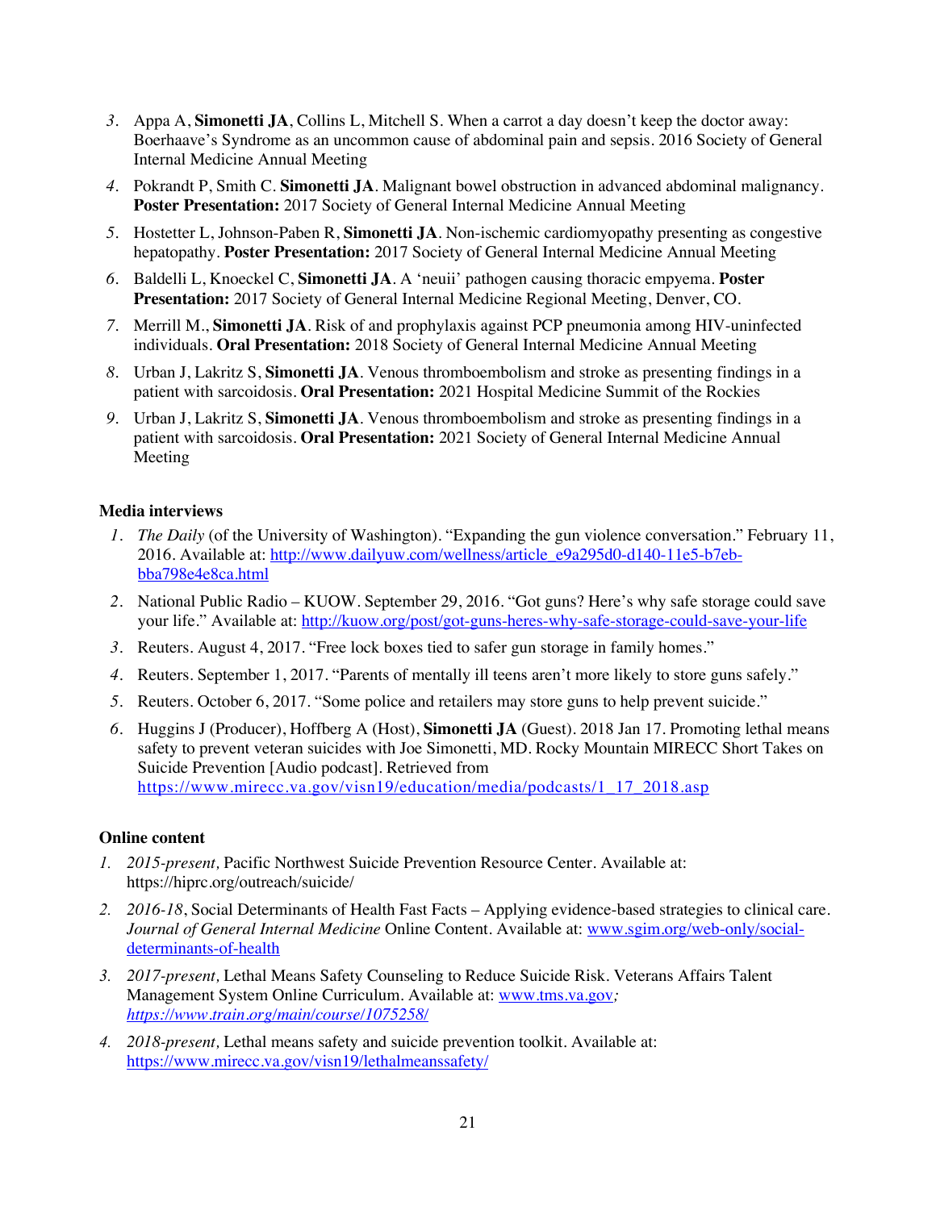3. Appa A, **Simonetti JA**, Collins L, Mitchell S. When a carrot a day doesn't keep the doctor away: Boerhaave's Syndrome as an uncommon cause of abdominal pain and sepsis. 2016 Society of General Internal Medicine Annual Meeting
4. Pokrandt P, Smith C. **Simonetti JA**. Malignant bowel obstruction in advanced abdominal malignancy. **Poster Presentation:** 2017 Society of General Internal Medicine Annual Meeting
5. Hostetter L, Johnson-Paben R, **Simonetti JA**. Non-ischemic cardiomyopathy presenting as congestive hepatopathy. **Poster Presentation:** 2017 Society of General Internal Medicine Annual Meeting
6. Baldelli L, Knoeckel C, **Simonetti JA**. A 'neuii' pathogen causing thoracic empyema. **Poster Presentation:** 2017 Society of General Internal Medicine Regional Meeting, Denver, CO.
7. Merrill M., **Simonetti JA**. Risk of and prophylaxis against PCP pneumonia among HIV-uninfected individuals. **Oral Presentation:** 2018 Society of General Internal Medicine Annual Meeting
8. Urban J, Lakritz S, **Simonetti JA**. Venous thromboembolism and stroke as presenting findings in a patient with sarcoidosis. **Oral Presentation:** 2021 Hospital Medicine Summit of the Rockies
9. Urban J, Lakritz S, **Simonetti JA**. Venous thromboembolism and stroke as presenting findings in a patient with sarcoidosis. **Oral Presentation:** 2021 Society of General Internal Medicine Annual Meeting

**Media interviews**

1. *The Daily* (of the University of Washington). "Expanding the gun violence conversation." February 11, 2016. Available at: http://www.dailyuw.com/wellness/article_e9a295d0-d140-11e5-b7eb-bba798e4e8ca.html
2. National Public Radio – KUOW. September 29, 2016. "Got guns? Here's why safe storage could save your life." Available at: http://kuow.org/post/got-guns-heres-why-safe-storage-could-save-your-life
3. Reuters. August 4, 2017. "Free lock boxes tied to safer gun storage in family homes."
4. Reuters. September 1, 2017. "Parents of mentally ill teens aren't more likely to store guns safely."
5. Reuters. October 6, 2017. "Some police and retailers may store guns to help prevent suicide."
6. Huggins J (Producer), Hoffberg A (Host), **Simonetti JA** (Guest). 2018 Jan 17. Promoting lethal means safety to prevent veteran suicides with Joe Simonetti, MD. Rocky Mountain MIRECC Short Takes on Suicide Prevention [Audio podcast]. Retrieved from https://www.mirecc.va.gov/visn19/education/media/podcasts/1_17_2018.asp

**Online content**

1. *2015-present,* Pacific Northwest Suicide Prevention Resource Center. Available at: https://hiprc.org/outreach/suicide/
2. *2016-18*, Social Determinants of Health Fast Facts – Applying evidence-based strategies to clinical care. *Journal of General Internal Medicine* Online Content. Available at: www.sgim.org/web-only/social-determinants-of-health
3. *2017-present,* Lethal Means Safety Counseling to Reduce Suicide Risk. Veterans Affairs Talent Management System Online Curriculum. Available at: www.tms.va.gov; *https://www.train.org/main/course/1075258/*
4. *2018-present,* Lethal means safety and suicide prevention toolkit. Available at: https://www.mirecc.va.gov/visn19/lethalmeanssafety/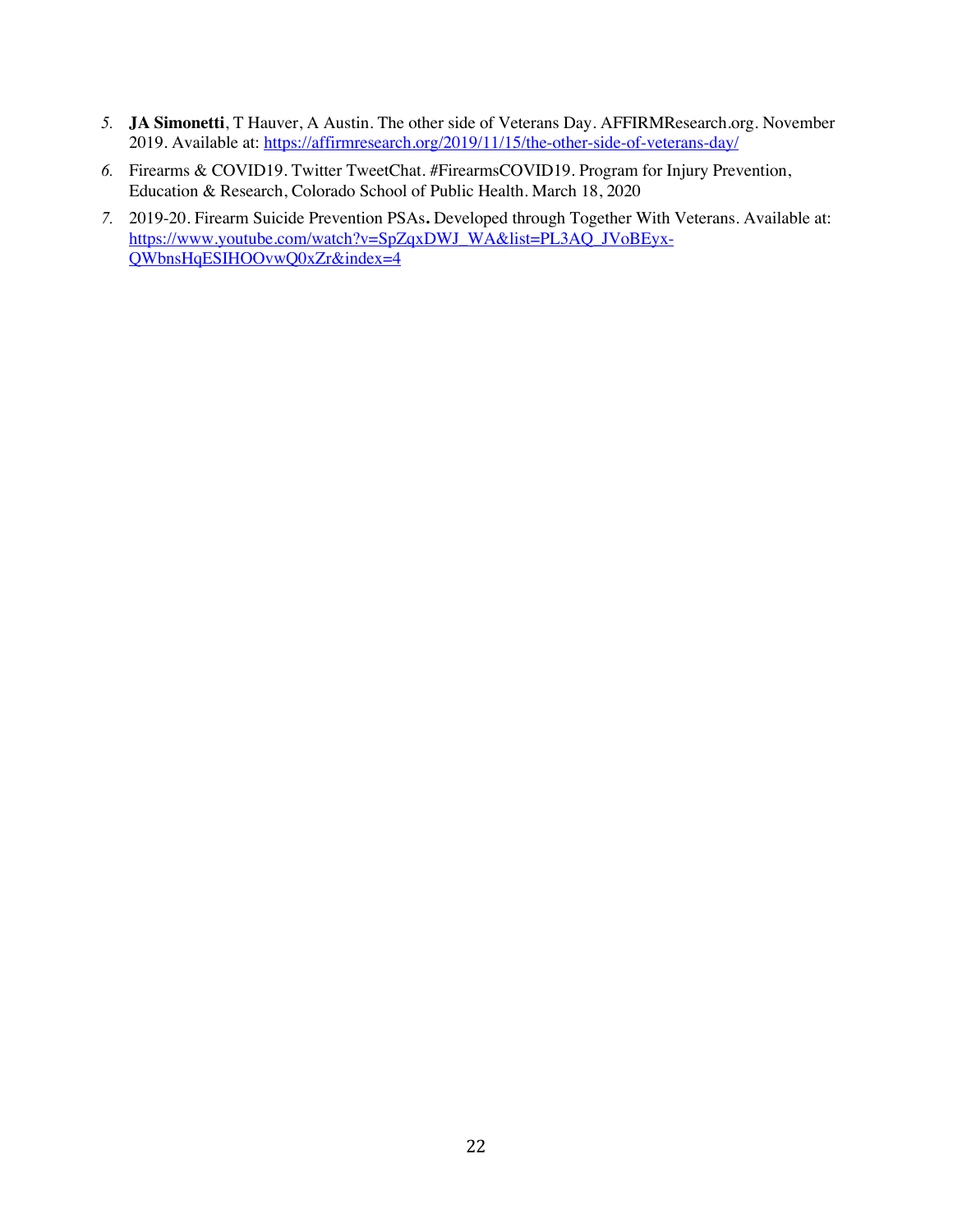5. **JA Simonetti**, T Hauver, A Austin. The other side of Veterans Day. AFFIRMResearch.org. November 2019. Available at: https://affirmresearch.org/2019/11/15/the-other-side-of-veterans-day/
6. Firearms & COVID19. Twitter TweetChat. #FirearmsCOVID19. Program for Injury Prevention, Education & Research, Colorado School of Public Health. March 18, 2020
7. 2019-20. Firearm Suicide Prevention PSAs**.** Developed through Together With Veterans. Available at: https://www.youtube.com/watch?v=SpZqxDWJ_WA&list=PL3AQ_JVoBEyx-QWbnsHqESIHOOvwQ0xZr&index=4